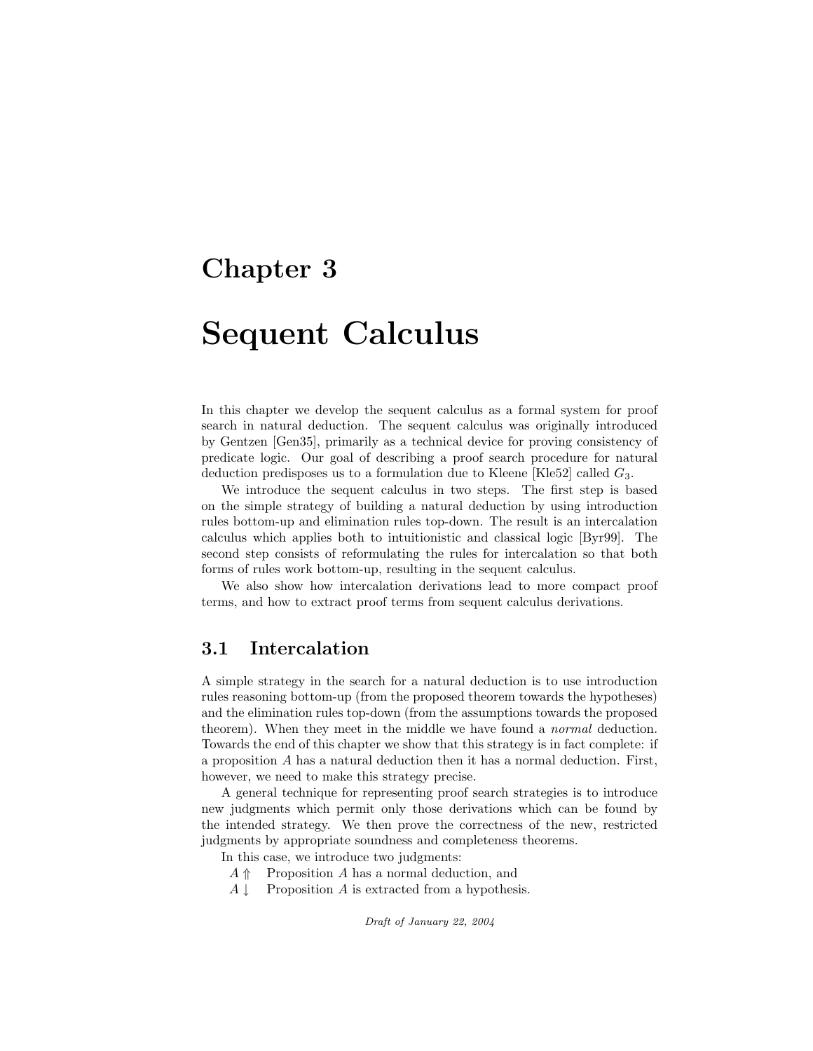# Chapter 3

# Sequent Calculus

In this chapter we develop the sequent calculus as a formal system for proof search in natural deduction. The sequent calculus was originally introduced by Gentzen [Gen35], primarily as a technical device for proving consistency of predicate logic. Our goal of describing a proof search procedure for natural deduction predisposes us to a formulation due to Kleene [Kle52] called $G_3$.

We introduce the sequent calculus in two steps. The first step is based on the simple strategy of building a natural deduction by using introduction rules bottom-up and elimination rules top-down. The result is an intercalation calculus which applies both to intuitionistic and classical logic [Byr99]. The second step consists of reformulating the rules for intercalation so that both forms of rules work bottom-up, resulting in the sequent calculus.

We also show how intercalation derivations lead to more compact proof terms, and how to extract proof terms from sequent calculus derivations.

## 3.1 Intercalation

A simple strategy in the search for a natural deduction is to use introduction rules reasoning bottom-up (from the proposed theorem towards the hypotheses) and the elimination rules top-down (from the assumptions towards the proposed theorem). When they meet in the middle we have found a *normal* deduction. Towards the end of this chapter we show that this strategy is in fact complete: if a proposition $A$ has a natural deduction then it has a normal deduction. First, however, we need to make this strategy precise.

A general technique for representing proof search strategies is to introduce new judgments which permit only those derivations which can be found by the intended strategy. We then prove the correctness of the new, restricted judgments by appropriate soundness and completeness theorems.

In this case, we introduce two judgments:

$A \Uparrow$ &nbsp;&nbsp; Proposition $A$ has a normal deduction, and

$A \downarrow$ &nbsp;&nbsp; Proposition $A$ is extracted from a hypothesis.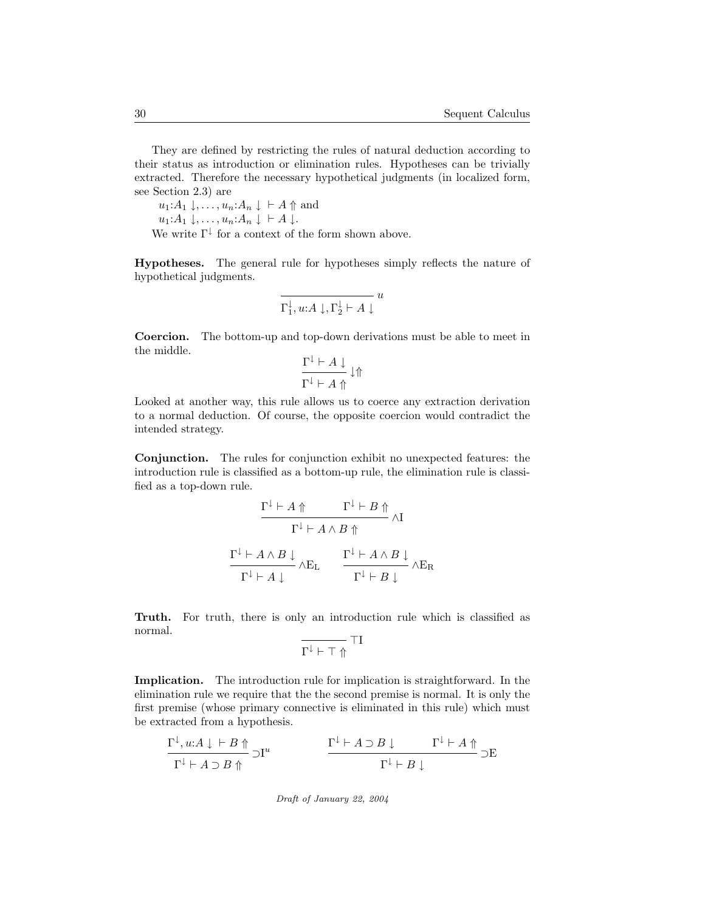They are defined by restricting the rules of natural deduction according to their status as introduction or elimination rules. Hypotheses can be trivially extracted. Therefore the necessary hypothetical judgments (in localized form, see Section 2.3) are

$u_1{:}A_1 \downarrow, \ldots, u_n{:}A_n \downarrow \;\vdash A \Uparrow$ and
$u_1{:}A_1 \downarrow, \ldots, u_n{:}A_n \downarrow \;\vdash A \downarrow$.

We write $\Gamma^{\downarrow}$ for a context of the form shown above.

**Hypotheses.** The general rule for hypotheses simply reflects the nature of hypothetical judgments.

$$\frac{}{\Gamma_1^{\downarrow}, u{:}A \downarrow, \Gamma_2^{\downarrow} \vdash A \downarrow}\, u$$

**Coercion.** The bottom-up and top-down derivations must be able to meet in the middle.

$$\frac{\Gamma^{\downarrow} \vdash A \downarrow}{\Gamma^{\downarrow} \vdash A \Uparrow}\, {\downarrow}{\Uparrow}$$

Looked at another way, this rule allows us to coerce any extraction derivation to a normal deduction. Of course, the opposite coercion would contradict the intended strategy.

**Conjunction.** The rules for conjunction exhibit no unexpected features: the introduction rule is classified as a bottom-up rule, the elimination rule is classified as a top-down rule.

$$\frac{\Gamma^{\downarrow} \vdash A \Uparrow \qquad \Gamma^{\downarrow} \vdash B \Uparrow}{\Gamma^{\downarrow} \vdash A \wedge B \Uparrow}\, {\wedge}\mathrm{I}$$

$$\frac{\Gamma^{\downarrow} \vdash A \wedge B \downarrow}{\Gamma^{\downarrow} \vdash A \downarrow}\, {\wedge}\mathrm{E_L} \qquad \frac{\Gamma^{\downarrow} \vdash A \wedge B \downarrow}{\Gamma^{\downarrow} \vdash B \downarrow}\, {\wedge}\mathrm{E_R}$$

**Truth.** For truth, there is only an introduction rule which is classified as normal.

$$\frac{}{\Gamma^{\downarrow} \vdash \top \Uparrow}\, {\top}\mathrm{I}$$

**Implication.** The introduction rule for implication is straightforward. In the elimination rule we require that the the second premise is normal. It is only the first premise (whose primary connective is eliminated in this rule) which must be extracted from a hypothesis.

$$\frac{\Gamma^{\downarrow}, u{:}A \downarrow \;\vdash B \Uparrow}{\Gamma^{\downarrow} \vdash A \supset B \Uparrow}\, {\supset}\mathrm{I}^u \qquad \frac{\Gamma^{\downarrow} \vdash A \supset B \downarrow \qquad \Gamma^{\downarrow} \vdash A \Uparrow}{\Gamma^{\downarrow} \vdash B \downarrow}\, {\supset}\mathrm{E}$$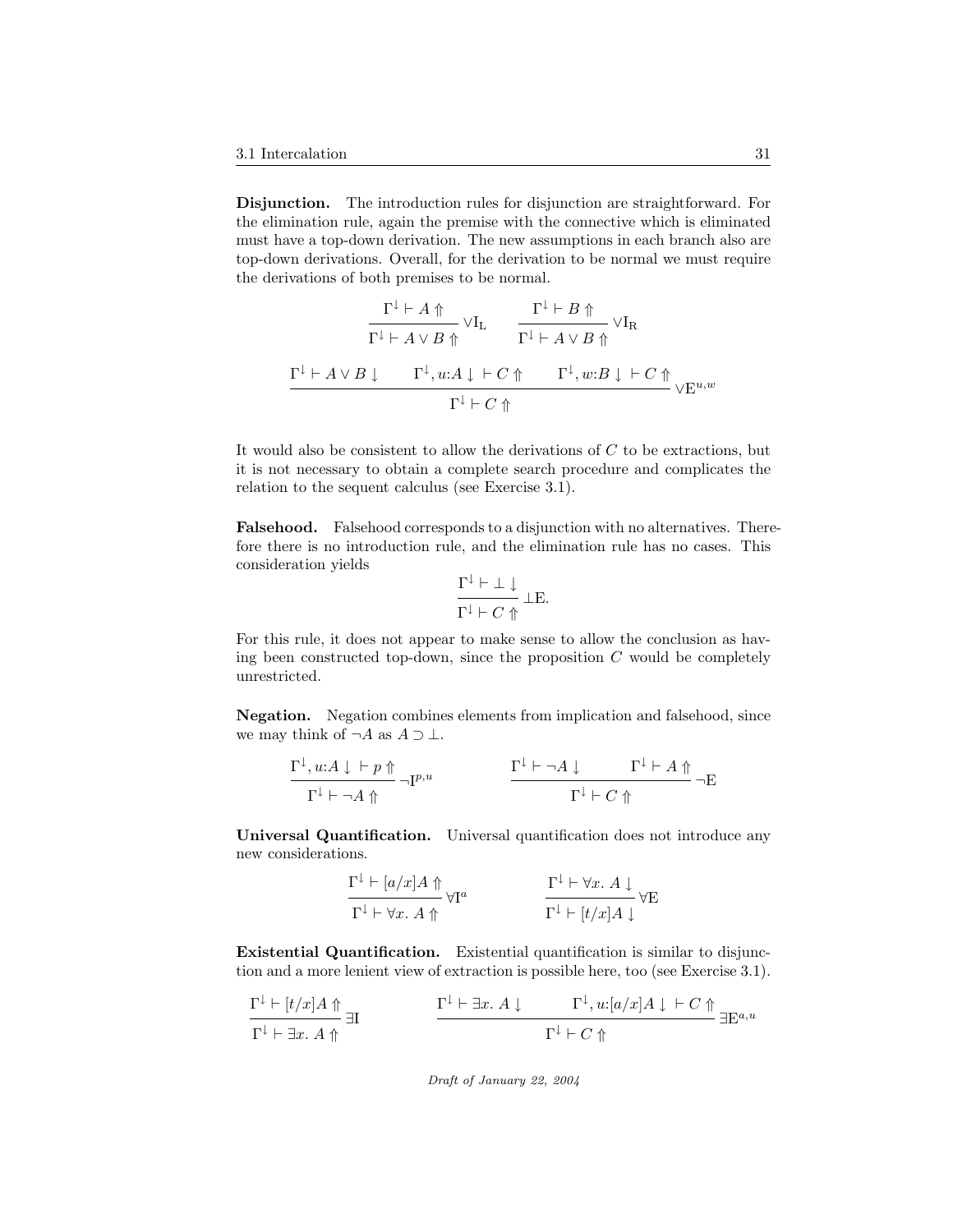**Disjunction.** The introduction rules for disjunction are straightforward. For the elimination rule, again the premise with the connective which is eliminated must have a top-down derivation. The new assumptions in each branch also are top-down derivations. Overall, for the derivation to be normal we must require the derivations of both premises to be normal.

$$\frac{\Gamma^{\downarrow} \vdash A \Uparrow}{\Gamma^{\downarrow} \vdash A \vee B \Uparrow} \vee\mathrm{I_L} \qquad \frac{\Gamma^{\downarrow} \vdash B \Uparrow}{\Gamma^{\downarrow} \vdash A \vee B \Uparrow} \vee\mathrm{I_R}$$

$$\frac{\Gamma^{\downarrow} \vdash A \vee B \downarrow \qquad \Gamma^{\downarrow}, u{:}A \downarrow\, \vdash C \Uparrow \qquad \Gamma^{\downarrow}, w{:}B \downarrow\, \vdash C \Uparrow}{\Gamma^{\downarrow} \vdash C \Uparrow} \vee\mathrm{E}^{u,w}$$

It would also be consistent to allow the derivations of $C$ to be extractions, but it is not necessary to obtain a complete search procedure and complicates the relation to the sequent calculus (see Exercise 3.1).

**Falsehood.** Falsehood corresponds to a disjunction with no alternatives. Therefore there is no introduction rule, and the elimination rule has no cases. This consideration yields

$$\frac{\Gamma^{\downarrow} \vdash \bot \downarrow}{\Gamma^{\downarrow} \vdash C \Uparrow} \bot\mathrm{E}.$$

For this rule, it does not appear to make sense to allow the conclusion as having been constructed top-down, since the proposition $C$ would be completely unrestricted.

**Negation.** Negation combines elements from implication and falsehood, since we may think of $\neg A$ as $A \supset \bot$.

$$\frac{\Gamma^{\downarrow}, u{:}A \downarrow\, \vdash p \Uparrow}{\Gamma^{\downarrow} \vdash \neg A \Uparrow} \neg\mathrm{I}^{p,u} \qquad \frac{\Gamma^{\downarrow} \vdash \neg A \downarrow \qquad \Gamma^{\downarrow} \vdash A \Uparrow}{\Gamma^{\downarrow} \vdash C \Uparrow} \neg\mathrm{E}$$

**Universal Quantification.** Universal quantification does not introduce any new considerations.

$$\frac{\Gamma^{\downarrow} \vdash [a/x]A \Uparrow}{\Gamma^{\downarrow} \vdash \forall x.\ A \Uparrow} \forall\mathrm{I}^{a} \qquad \frac{\Gamma^{\downarrow} \vdash \forall x.\ A \downarrow}{\Gamma^{\downarrow} \vdash [t/x]A \downarrow} \forall\mathrm{E}$$

**Existential Quantification.** Existential quantification is similar to disjunction and a more lenient view of extraction is possible here, too (see Exercise 3.1).

$$\frac{\Gamma^{\downarrow} \vdash [t/x]A \Uparrow}{\Gamma^{\downarrow} \vdash \exists x.\ A \Uparrow} \exists\mathrm{I} \qquad \frac{\Gamma^{\downarrow} \vdash \exists x.\ A \downarrow \qquad \Gamma^{\downarrow}, u{:}[a/x]A \downarrow\, \vdash C \Uparrow}{\Gamma^{\downarrow} \vdash C \Uparrow} \exists\mathrm{E}^{a,u}$$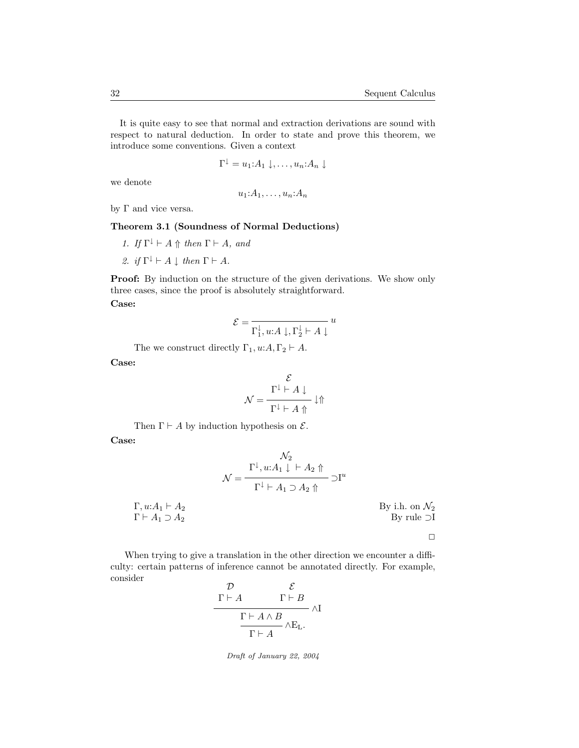It is quite easy to see that normal and extraction derivations are sound with respect to natural deduction. In order to state and prove this theorem, we introduce some conventions. Given a context

$$\Gamma^{\downarrow} = u_1{:}A_1 \downarrow, \ldots, u_n{:}A_n \downarrow$$

we denote

$$u_1{:}A_1, \ldots, u_n{:}A_n$$

by $\Gamma$ and vice versa.

**Theorem 3.1 (Soundness of Normal Deductions)**

1. *If* $\Gamma^{\downarrow} \vdash A \Uparrow$ *then* $\Gamma \vdash A$*, and*
2. *if* $\Gamma^{\downarrow} \vdash A \downarrow$ *then* $\Gamma \vdash A$.

**Proof:** By induction on the structure of the given derivations. We show only three cases, since the proof is absolutely straightforward.

**Case:**

$$\mathcal{E} = \frac{}{\Gamma_1^{\downarrow}, u{:}A \downarrow, \Gamma_2^{\downarrow} \vdash A \downarrow}\, u$$

The we construct directly $\Gamma_1, u{:}A, \Gamma_2 \vdash A$.

**Case:**

$$\mathcal{N} = \frac{\begin{array}{c}\mathcal{E}\\ \Gamma^{\downarrow} \vdash A \downarrow\end{array}}{\Gamma^{\downarrow} \vdash A \Uparrow}\, {\downarrow\Uparrow}$$

Then $\Gamma \vdash A$ by induction hypothesis on $\mathcal{E}$.

**Case:**

$$\mathcal{N} = \frac{\begin{array}{c}\mathcal{N}_2\\ \Gamma^{\downarrow}, u{:}A_1 \downarrow \vdash A_2 \Uparrow\end{array}}{\Gamma^{\downarrow} \vdash A_1 \supset A_2 \Uparrow}\, {\supset}\mathrm{I}^u$$

$\Gamma, u{:}A_1 \vdash A_2$ — By i.h. on $\mathcal{N}_2$

$\Gamma \vdash A_1 \supset A_2$ — By rule $\supset$I

□

When trying to give a translation in the other direction we encounter a difficulty: certain patterns of inference cannot be annotated directly. For example, consider

$$\frac{\dfrac{\begin{array}{c}\mathcal{D}\\ \Gamma \vdash A\end{array} \qquad \begin{array}{c}\mathcal{E}\\ \Gamma \vdash B\end{array}}{\Gamma \vdash A \wedge B}\, \wedge\mathrm{I}}{\Gamma \vdash A}\, \wedge\mathrm{E_L}.$$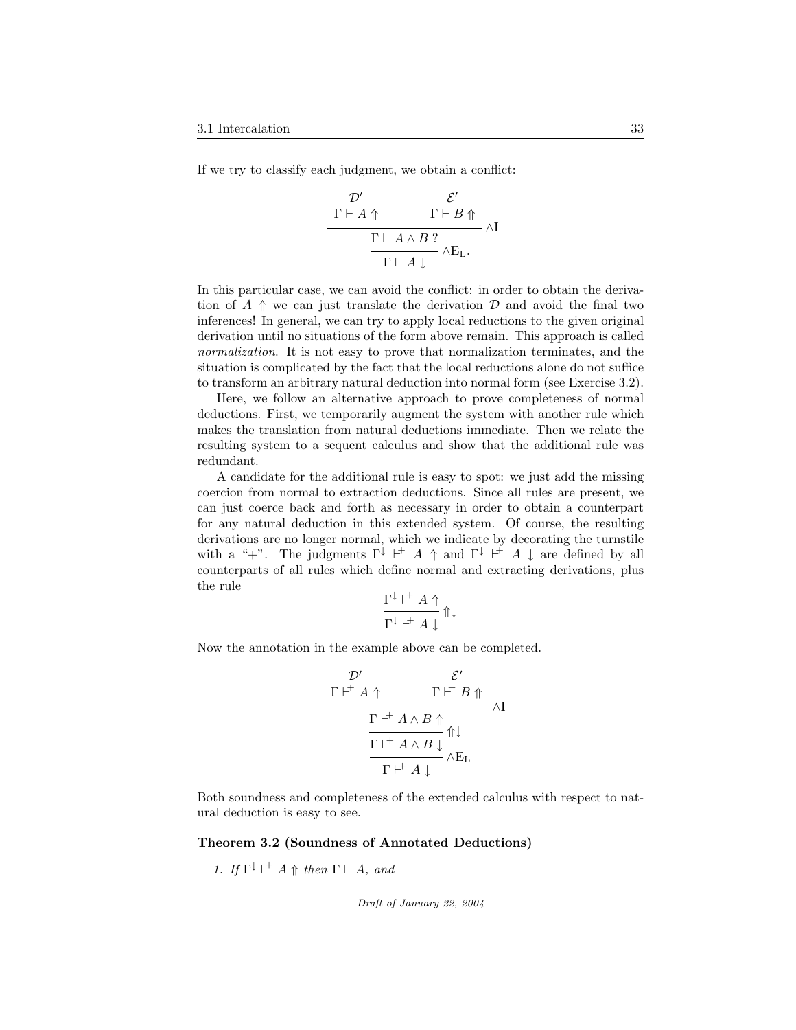If we try to classify each judgment, we obtain a conflict:

$$
\dfrac{\dfrac{\begin{array}{c}\mathcal{D}' \\ \Gamma \vdash A \Uparrow\end{array} \qquad \begin{array}{c}\mathcal{E}' \\ \Gamma \vdash B \Uparrow\end{array}}{\Gamma \vdash A \wedge B \ ?}\wedge\text{I}}{\Gamma \vdash A \downarrow}\wedge\text{E}_\text{L}.
$$

In this particular case, we can avoid the conflict: in order to obtain the derivation of $A \Uparrow$ we can just translate the derivation $\mathcal{D}$ and avoid the final two inferences! In general, we can try to apply local reductions to the given original derivation until no situations of the form above remain. This approach is called *normalization*. It is not easy to prove that normalization terminates, and the situation is complicated by the fact that the local reductions alone do not suffice to transform an arbitrary natural deduction into normal form (see Exercise 3.2).

Here, we follow an alternative approach to prove completeness of normal deductions. First, we temporarily augment the system with another rule which makes the translation from natural deductions immediate. Then we relate the resulting system to a sequent calculus and show that the additional rule was redundant.

A candidate for the additional rule is easy to spot: we just add the missing coercion from normal to extraction deductions. Since all rules are present, we can just coerce back and forth as necessary in order to obtain a counterpart for any natural deduction in this extended system. Of course, the resulting derivations are no longer normal, which we indicate by decorating the turnstile with a "+". The judgments $\Gamma^\downarrow \vdash^+ A \Uparrow$ and $\Gamma^\downarrow \vdash^+ A \downarrow$ are defined by all counterparts of all rules which define normal and extracting derivations, plus the rule

$$
\dfrac{\Gamma^\downarrow \vdash^+ A \Uparrow}{\Gamma^\downarrow \vdash^+ A \downarrow}\Uparrow\downarrow
$$

Now the annotation in the example above can be completed.

$$
\dfrac{\dfrac{\dfrac{\begin{array}{c}\mathcal{D}' \\ \Gamma \vdash^+ A \Uparrow\end{array} \qquad \begin{array}{c}\mathcal{E}' \\ \Gamma \vdash^+ B \Uparrow\end{array}}{\Gamma \vdash^+ A \wedge B \Uparrow}\wedge\text{I}}{\Gamma \vdash^+ A \wedge B \downarrow}\Uparrow\downarrow}{\Gamma \vdash^+ A \downarrow}\wedge\text{E}_\text{L}
$$

Both soundness and completeness of the extended calculus with respect to natural deduction is easy to see.

**Theorem 3.2 (Soundness of Annotated Deductions)**

1. *If* $\Gamma^\downarrow \vdash^+ A \Uparrow$ *then* $\Gamma \vdash A$, *and*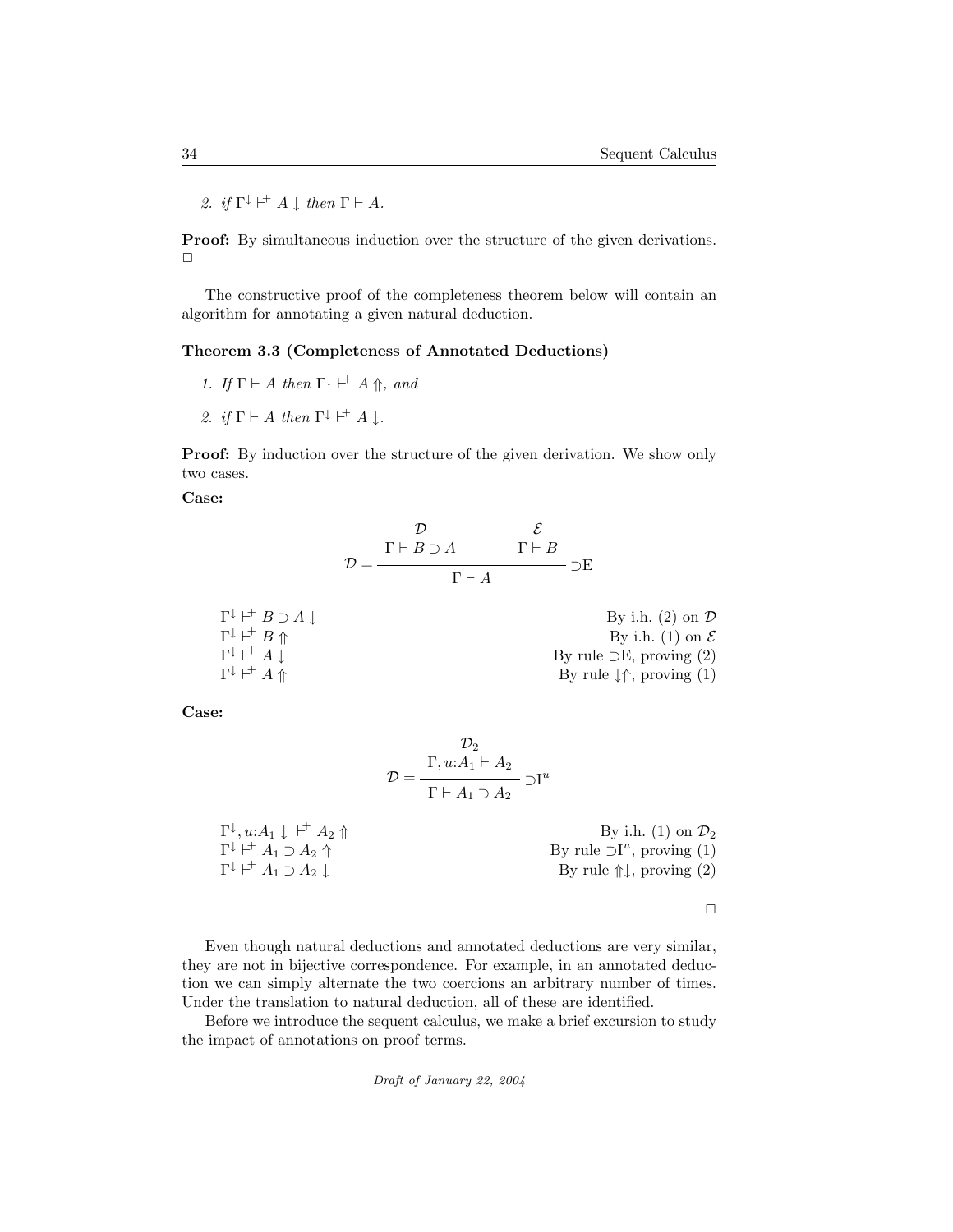2. *if* $\Gamma^{\downarrow} \vdash^{+} A \downarrow$ *then* $\Gamma \vdash A$.

**Proof:** By simultaneous induction over the structure of the given derivations. □

The constructive proof of the completeness theorem below will contain an algorithm for annotating a given natural deduction.

**Theorem 3.3 (Completeness of Annotated Deductions)**

1. *If* $\Gamma \vdash A$ *then* $\Gamma^{\downarrow} \vdash^{+} A \Uparrow$, *and*
2. *if* $\Gamma \vdash A$ *then* $\Gamma^{\downarrow} \vdash^{+} A \downarrow$.

**Proof:** By induction over the structure of the given derivation. We show only two cases.

**Case:**

$$\mathcal{D} = \dfrac{\begin{array}{c}\mathcal{D} \\ \Gamma \vdash B \supset A\end{array} \qquad \begin{array}{c}\mathcal{E} \\ \Gamma \vdash B\end{array}}{\Gamma \vdash A} \supset\!\mathrm{E}$$

$\Gamma^{\downarrow} \vdash^{+} B \supset A \downarrow$ — By i.h. (2) on $\mathcal{D}$

$\Gamma^{\downarrow} \vdash^{+} B \Uparrow$ — By i.h. (1) on $\mathcal{E}$

$\Gamma^{\downarrow} \vdash^{+} A \downarrow$ — By rule $\supset$E, proving (2)

$\Gamma^{\downarrow} \vdash^{+} A \Uparrow$ — By rule $\downarrow\Uparrow$, proving (1)

**Case:**

$$\mathcal{D} = \dfrac{\begin{array}{c}\mathcal{D}_2 \\ \Gamma, u{:}A_1 \vdash A_2\end{array}}{\Gamma \vdash A_1 \supset A_2} \supset\!\mathrm{I}^u$$

$\Gamma^{\downarrow}, u{:}A_1 \downarrow \ \vdash^{+} A_2 \Uparrow$ — By i.h. (1) on $\mathcal{D}_2$

$\Gamma^{\downarrow} \vdash^{+} A_1 \supset A_2 \Uparrow$ — By rule $\supset\mathrm{I}^u$, proving (1)

$\Gamma^{\downarrow} \vdash^{+} A_1 \supset A_2 \downarrow$ — By rule $\Uparrow\downarrow$, proving (2)

□

Even though natural deductions and annotated deductions are very similar, they are not in bijective correspondence. For example, in an annotated deduction we can simply alternate the two coercions an arbitrary number of times. Under the translation to natural deduction, all of these are identified.

Before we introduce the sequent calculus, we make a brief excursion to study the impact of annotations on proof terms.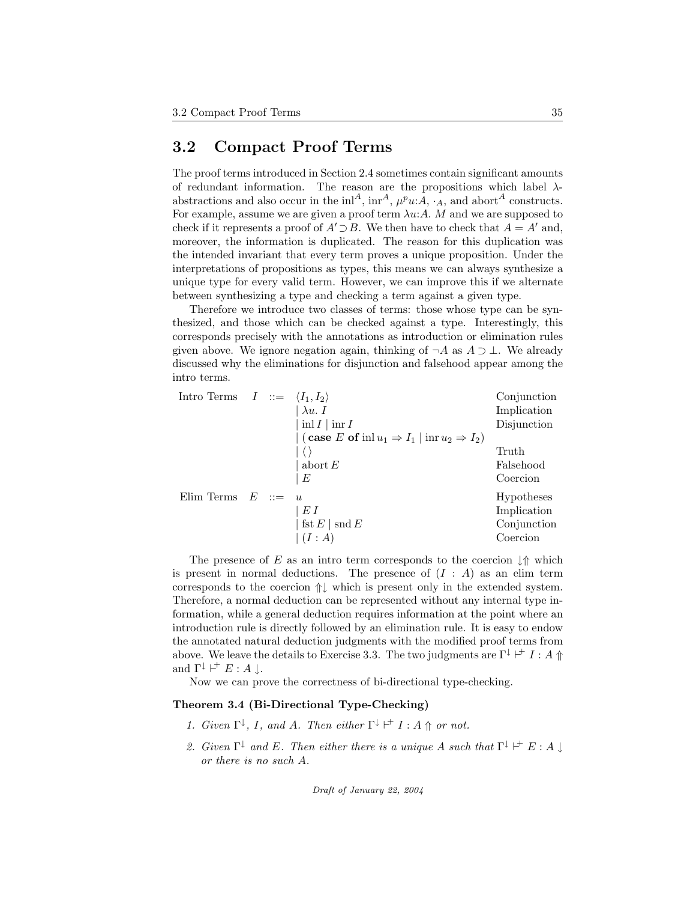## 3.2 Compact Proof Terms

The proof terms introduced in Section 2.4 sometimes contain significant amounts of redundant information. The reason are the propositions which label $\lambda$-abstractions and also occur in the $\mathrm{inl}^A$, $\mathrm{inr}^A$, $\mu^p u{:}A$, $\cdot_A$, and $\mathrm{abort}^A$ constructs. For example, assume we are given a proof term $\lambda u{:}A.\ M$ and we are supposed to check if it represents a proof of $A' \supset B$. We then have to check that $A = A'$ and, moreover, the information is duplicated. The reason for this duplication was the intended invariant that every term proves a unique proposition. Under the interpretations of propositions as types, this means we can always synthesize a unique type for every valid term. However, we can improve this if we alternate between synthesizing a type and checking a term against a given type.

Therefore we introduce two classes of terms: those whose type can be synthesized, and those which can be checked against a type. Interestingly, this corresponds precisely with the annotations as introduction or elimination rules given above. We ignore negation again, thinking of $\neg A$ as $A \supset \bot$. We already discussed why the eliminations for disjunction and falsehood appear among the intro terms.

$$
\begin{array}{llll}
\text{Intro Terms} & I & ::= & \langle I_1, I_2 \rangle & \text{Conjunction} \\
 & & & \mid \lambda u.\ I & \text{Implication} \\
 & & & \mid \mathrm{inl}\, I \mid \mathrm{inr}\, I & \text{Disjunction} \\
 & & & \mid (\,\mathbf{case}\ E\ \mathbf{of}\ \mathrm{inl}\, u_1 \Rightarrow I_1 \mid \mathrm{inr}\, u_2 \Rightarrow I_2) & \\
 & & & \mid \langle\,\rangle & \text{Truth} \\
 & & & \mid \mathrm{abort}\, E & \text{Falsehood} \\
 & & & \mid E & \text{Coercion} \\
\text{Elim Terms} & E & ::= & u & \text{Hypotheses} \\
 & & & \mid E\, I & \text{Implication} \\
 & & & \mid \mathrm{fst}\, E \mid \mathrm{snd}\, E & \text{Conjunction} \\
 & & & \mid (I : A) & \text{Coercion}
\end{array}
$$

The presence of $E$ as an intro term corresponds to the coercion $\downarrow\Uparrow$ which is present in normal deductions. The presence of $(I : A)$ as an elim term corresponds to the coercion $\Uparrow\downarrow$ which is present only in the extended system. Therefore, a normal deduction can be represented without any internal type information, while a general deduction requires information at the point where an introduction rule is directly followed by an elimination rule. It is easy to endow the annotated natural deduction judgments with the modified proof terms from above. We leave the details to Exercise 3.3. The two judgments are $\Gamma^{\downarrow} \vdash^{+} I : A \Uparrow$ and $\Gamma^{\downarrow} \vdash^{+} E : A \downarrow$.

Now we can prove the correctness of bi-directional type-checking.

**Theorem 3.4 (Bi-Directional Type-Checking)**

1. *Given $\Gamma^{\downarrow}$, $I$, and $A$. Then either $\Gamma^{\downarrow} \vdash^{+} I : A \Uparrow$ or not.*
2. *Given $\Gamma^{\downarrow}$ and $E$. Then either there is a unique $A$ such that $\Gamma^{\downarrow} \vdash^{+} E : A \downarrow$ or there is no such $A$.*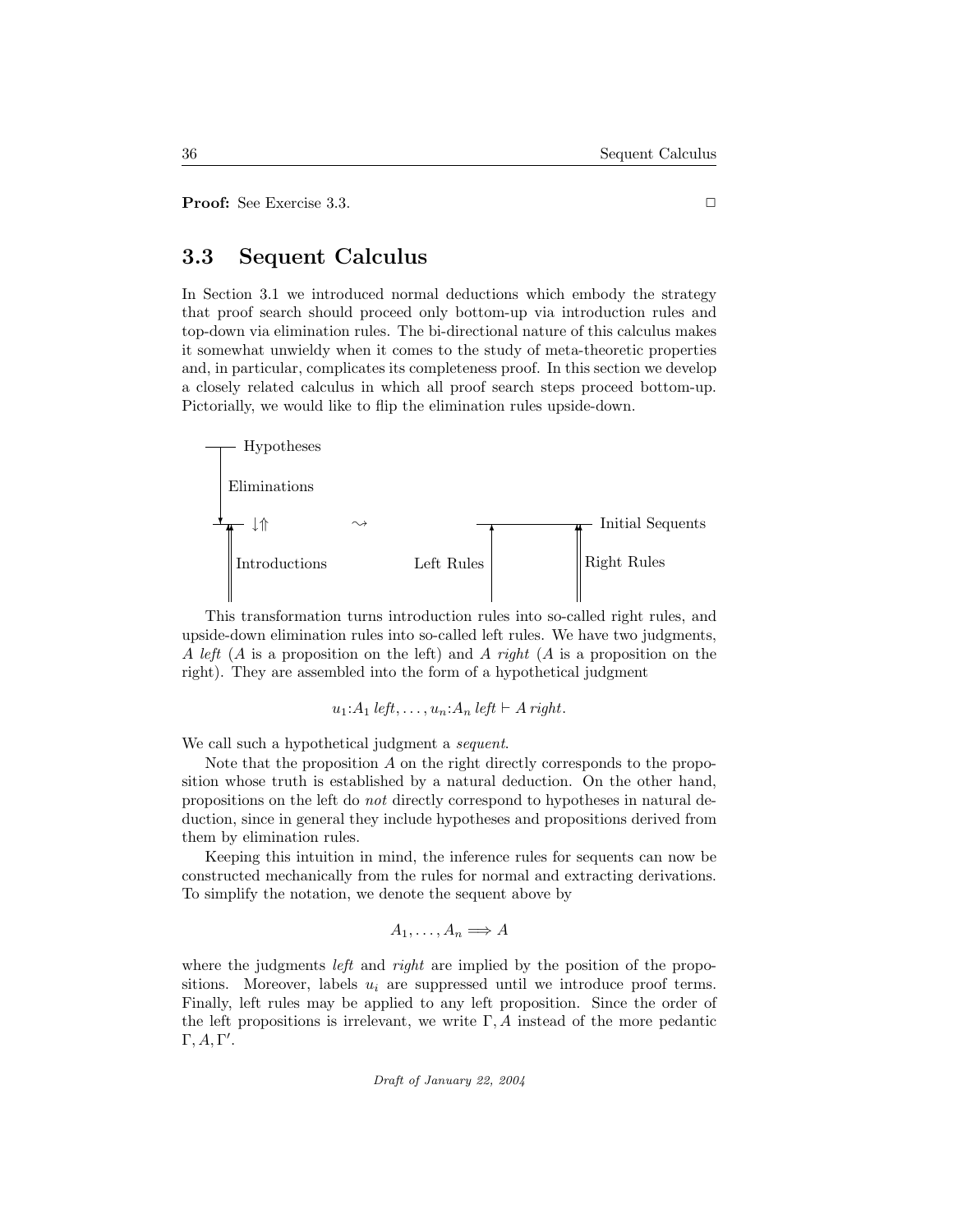**Proof:** See Exercise 3.3. □

## 3.3 Sequent Calculus

In Section 3.1 we introduced normal deductions which embody the strategy that proof search should proceed only bottom-up via introduction rules and top-down via elimination rules. The bi-directional nature of this calculus makes it somewhat unwieldy when it comes to the study of meta-theoretic properties and, in particular, complicates its completeness proof. In this section we develop a closely related calculus in which all proof search steps proceed bottom-up. Pictorially, we would like to flip the elimination rules upside-down.

Hypotheses

Eliminations

$\downarrow\Uparrow$ $\rightsquigarrow$ Initial Sequents

Introductions Left Rules Right Rules

This transformation turns introduction rules into so-called right rules, and upside-down elimination rules into so-called left rules. We have two judgments, *A left* (*A* is a proposition on the left) and *A right* (*A* is a proposition on the right). They are assembled into the form of a hypothetical judgment

$$u_1{:}A_1\ \mathit{left}, \ldots, u_n{:}A_n\ \mathit{left} \vdash A\ \mathit{right}.$$

We call such a hypothetical judgment a *sequent*.

Note that the proposition $A$ on the right directly corresponds to the proposition whose truth is established by a natural deduction. On the other hand, propositions on the left do *not* directly correspond to hypotheses in natural deduction, since in general they include hypotheses and propositions derived from them by elimination rules.

Keeping this intuition in mind, the inference rules for sequents can now be constructed mechanically from the rules for normal and extracting derivations. To simplify the notation, we denote the sequent above by

$$A_1, \ldots, A_n \Longrightarrow A$$

where the judgments *left* and *right* are implied by the position of the propositions. Moreover, labels $u_i$ are suppressed until we introduce proof terms. Finally, left rules may be applied to any left proposition. Since the order of the left propositions is irrelevant, we write $\Gamma, A$ instead of the more pedantic $\Gamma, A, \Gamma'$.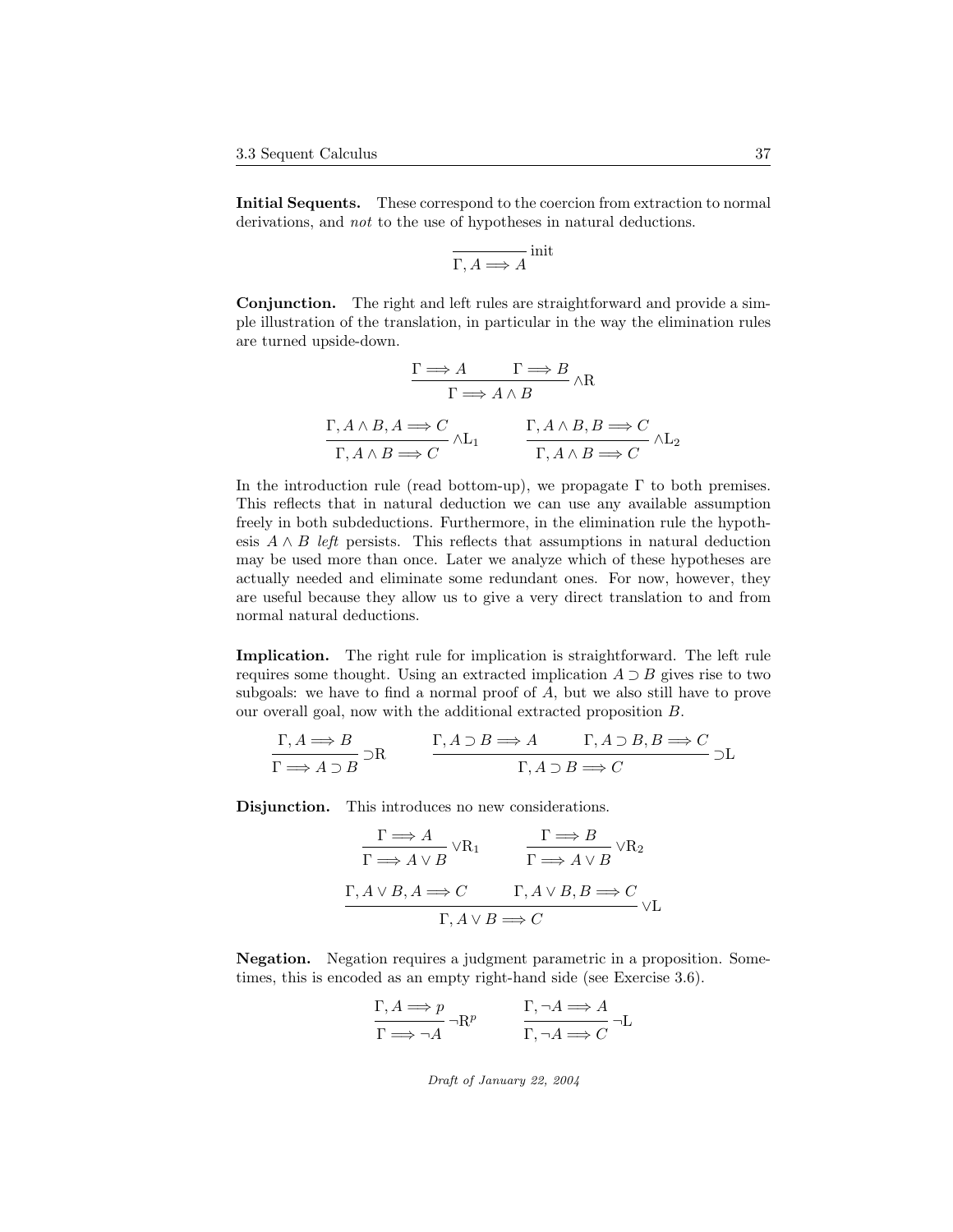**Initial Sequents.** These correspond to the coercion from extraction to normal derivations, and *not* to the use of hypotheses in natural deductions.

$$\frac{}{\Gamma, A \Longrightarrow A}\,\text{init}$$

**Conjunction.** The right and left rules are straightforward and provide a simple illustration of the translation, in particular in the way the elimination rules are turned upside-down.

$$\frac{\Gamma \Longrightarrow A \qquad \Gamma \Longrightarrow B}{\Gamma \Longrightarrow A \wedge B}\,\wedge\text{R}$$

$$\frac{\Gamma, A \wedge B, A \Longrightarrow C}{\Gamma, A \wedge B \Longrightarrow C}\,\wedge\text{L}_1 \qquad \frac{\Gamma, A \wedge B, B \Longrightarrow C}{\Gamma, A \wedge B \Longrightarrow C}\,\wedge\text{L}_2$$

In the introduction rule (read bottom-up), we propagate $\Gamma$ to both premises. This reflects that in natural deduction we can use any available assumption freely in both subdeductions. Furthermore, in the elimination rule the hypothesis $A \wedge B$ *left* persists. This reflects that assumptions in natural deduction may be used more than once. Later we analyze which of these hypotheses are actually needed and eliminate some redundant ones. For now, however, they are useful because they allow us to give a very direct translation to and from normal natural deductions.

**Implication.** The right rule for implication is straightforward. The left rule requires some thought. Using an extracted implication $A \supset B$ gives rise to two subgoals: we have to find a normal proof of $A$, but we also still have to prove our overall goal, now with the additional extracted proposition $B$.

$$\frac{\Gamma, A \Longrightarrow B}{\Gamma \Longrightarrow A \supset B}\,\supset\text{R} \qquad \frac{\Gamma, A \supset B \Longrightarrow A \qquad \Gamma, A \supset B, B \Longrightarrow C}{\Gamma, A \supset B \Longrightarrow C}\,\supset\text{L}$$

**Disjunction.** This introduces no new considerations.

$$\frac{\Gamma \Longrightarrow A}{\Gamma \Longrightarrow A \vee B}\,\vee\text{R}_1 \qquad \frac{\Gamma \Longrightarrow B}{\Gamma \Longrightarrow A \vee B}\,\vee\text{R}_2$$

$$\frac{\Gamma, A \vee B, A \Longrightarrow C \qquad \Gamma, A \vee B, B \Longrightarrow C}{\Gamma, A \vee B \Longrightarrow C}\,\vee\text{L}$$

**Negation.** Negation requires a judgment parametric in a proposition. Sometimes, this is encoded as an empty right-hand side (see Exercise 3.6).

$$\frac{\Gamma, A \Longrightarrow p}{\Gamma \Longrightarrow \neg A}\,\neg\text{R}^p \qquad \frac{\Gamma, \neg A \Longrightarrow A}{\Gamma, \neg A \Longrightarrow C}\,\neg\text{L}$$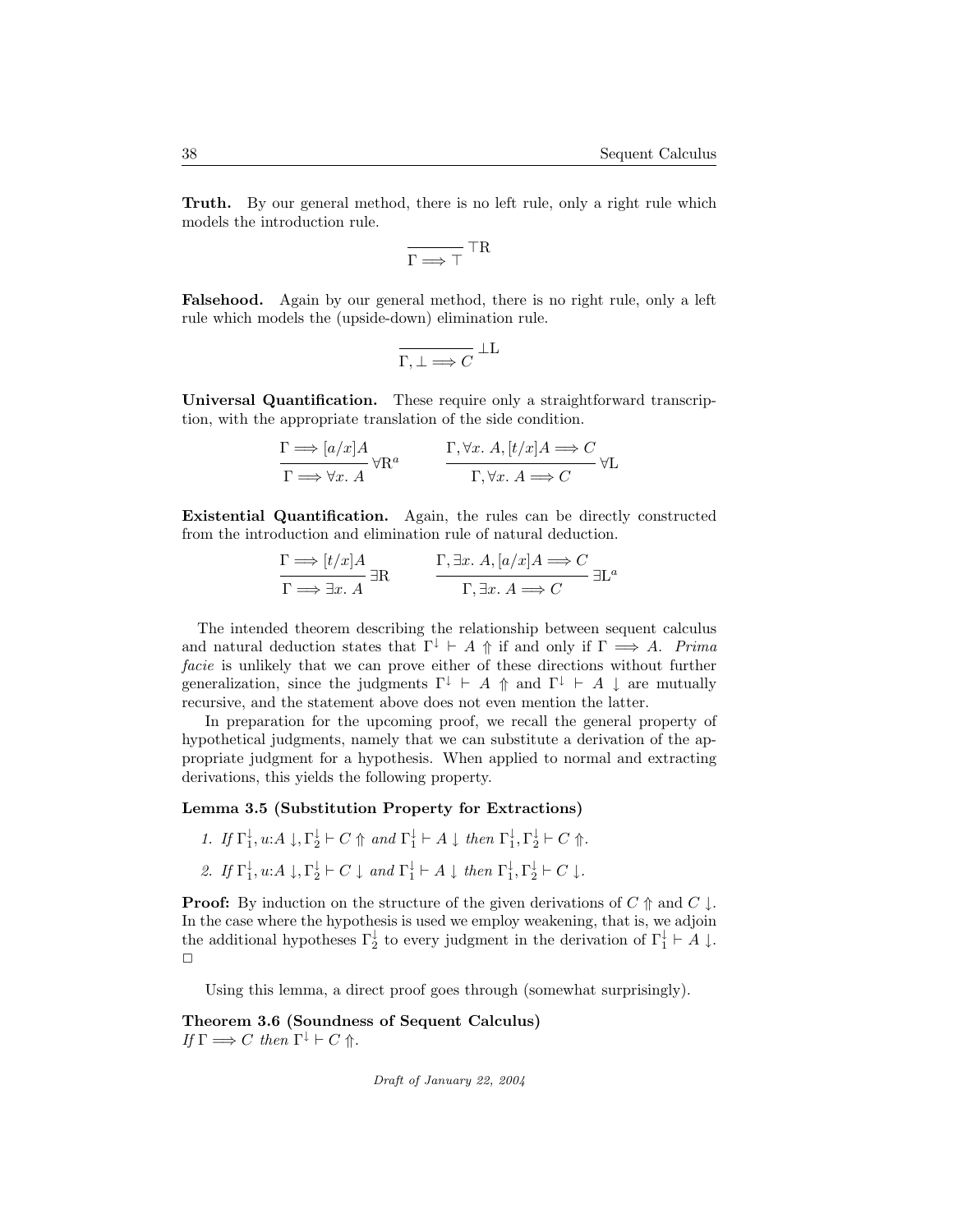**Truth.** By our general method, there is no left rule, only a right rule which models the introduction rule.

$$\frac{}{\Gamma \Longrightarrow \top}\,\top\text{R}$$

**Falsehood.** Again by our general method, there is no right rule, only a left rule which models the (upside-down) elimination rule.

$$\frac{}{\Gamma, \bot \Longrightarrow C}\,\bot\text{L}$$

**Universal Quantification.** These require only a straightforward transcription, with the appropriate translation of the side condition.

$$\frac{\Gamma \Longrightarrow [a/x]A}{\Gamma \Longrightarrow \forall x.\ A}\,\forall\text{R}^a \qquad \frac{\Gamma, \forall x.\ A, [t/x]A \Longrightarrow C}{\Gamma, \forall x.\ A \Longrightarrow C}\,\forall\text{L}$$

**Existential Quantification.** Again, the rules can be directly constructed from the introduction and elimination rule of natural deduction.

$$\frac{\Gamma \Longrightarrow [t/x]A}{\Gamma \Longrightarrow \exists x.\ A}\,\exists\text{R} \qquad \frac{\Gamma, \exists x.\ A, [a/x]A \Longrightarrow C}{\Gamma, \exists x.\ A \Longrightarrow C}\,\exists\text{L}^a$$

The intended theorem describing the relationship between sequent calculus and natural deduction states that $\Gamma^{\downarrow} \vdash A \Uparrow$ if and only if $\Gamma \Longrightarrow A$. *Prima facie* is unlikely that we can prove either of these directions without further generalization, since the judgments $\Gamma^{\downarrow} \vdash A \Uparrow$ and $\Gamma^{\downarrow} \vdash A \downarrow$ are mutually recursive, and the statement above does not even mention the latter.

In preparation for the upcoming proof, we recall the general property of hypothetical judgments, namely that we can substitute a derivation of the appropriate judgment for a hypothesis. When applied to normal and extracting derivations, this yields the following property.

**Lemma 3.5 (Substitution Property for Extractions)**

1. *If* $\Gamma_1^{\downarrow}, u{:}A \downarrow, \Gamma_2^{\downarrow} \vdash C \Uparrow$ *and* $\Gamma_1^{\downarrow} \vdash A \downarrow$ *then* $\Gamma_1^{\downarrow}, \Gamma_2^{\downarrow} \vdash C \Uparrow$.
2. *If* $\Gamma_1^{\downarrow}, u{:}A \downarrow, \Gamma_2^{\downarrow} \vdash C \downarrow$ *and* $\Gamma_1^{\downarrow} \vdash A \downarrow$ *then* $\Gamma_1^{\downarrow}, \Gamma_2^{\downarrow} \vdash C \downarrow$.

**Proof:** By induction on the structure of the given derivations of $C \Uparrow$ and $C \downarrow$. In the case where the hypothesis is used we employ weakening, that is, we adjoin the additional hypotheses $\Gamma_2^{\downarrow}$ to every judgment in the derivation of $\Gamma_1^{\downarrow} \vdash A \downarrow$. □

Using this lemma, a direct proof goes through (somewhat surprisingly).

**Theorem 3.6 (Soundness of Sequent Calculus)**
*If* $\Gamma \Longrightarrow C$ *then* $\Gamma^{\downarrow} \vdash C \Uparrow$.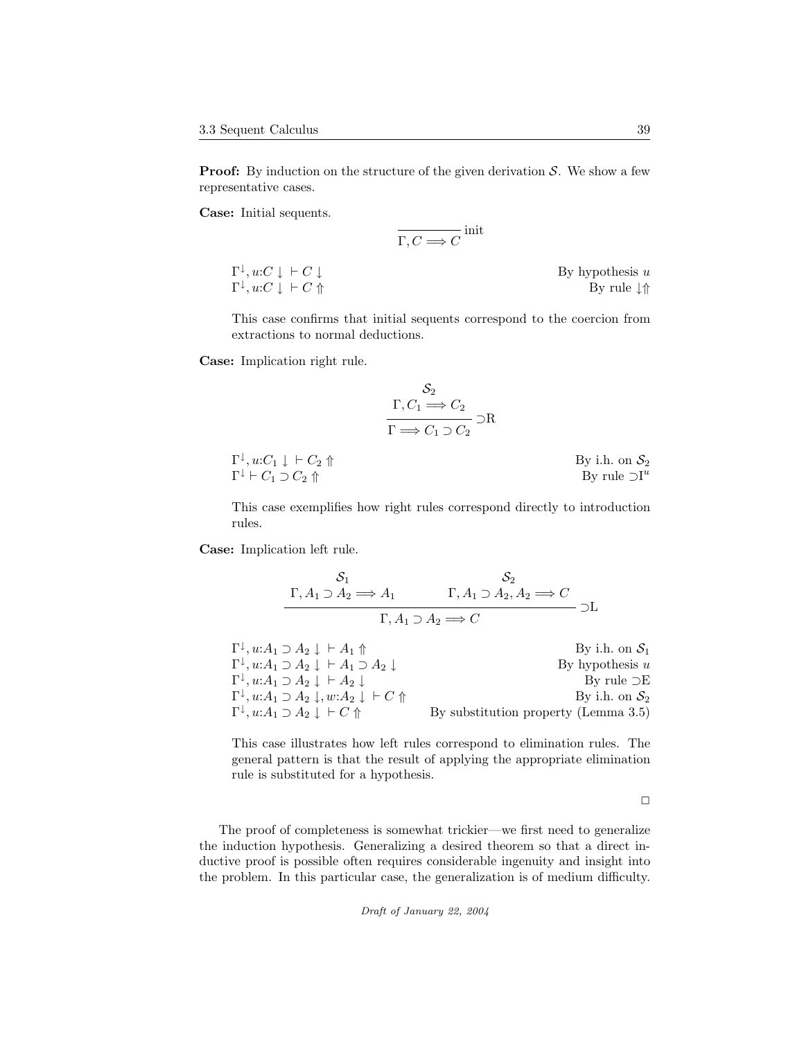**Proof:** By induction on the structure of the given derivation $\mathcal{S}$. We show a few representative cases.

**Case:** Initial sequents.

$$\frac{}{\Gamma, C \Longrightarrow C}\,\text{init}$$

| | |
|---|---|
| $\Gamma^{\downarrow}, u{:}C\downarrow\ \vdash C\downarrow$ | By hypothesis $u$ |
| $\Gamma^{\downarrow}, u{:}C\downarrow\ \vdash C\Uparrow$ | By rule $\downarrow\Uparrow$ |

This case confirms that initial sequents correspond to the coercion from extractions to normal deductions.

**Case:** Implication right rule.

$$\frac{\begin{array}{c}\mathcal{S}_2 \\ \Gamma, C_1 \Longrightarrow C_2\end{array}}{\Gamma \Longrightarrow C_1 \supset C_2}\,{\supset}\text{R}$$

| | |
|---|---|
| $\Gamma^{\downarrow}, u{:}C_1\downarrow\ \vdash C_2\Uparrow$ | By i.h. on $\mathcal{S}_2$ |
| $\Gamma^{\downarrow} \vdash C_1 \supset C_2\Uparrow$ | By rule ${\supset}\text{I}^u$ |

This case exemplifies how right rules correspond directly to introduction rules.

**Case:** Implication left rule.

$$\frac{\begin{array}{c}\mathcal{S}_1 \\ \Gamma, A_1 \supset A_2 \Longrightarrow A_1\end{array} \qquad \begin{array}{c}\mathcal{S}_2 \\ \Gamma, A_1 \supset A_2, A_2 \Longrightarrow C\end{array}}{\Gamma, A_1 \supset A_2 \Longrightarrow C}\,{\supset}\text{L}$$

| | |
|---|---|
| $\Gamma^{\downarrow}, u{:}A_1 \supset A_2\downarrow\ \vdash A_1\Uparrow$ | By i.h. on $\mathcal{S}_1$ |
| $\Gamma^{\downarrow}, u{:}A_1 \supset A_2\downarrow\ \vdash A_1 \supset A_2\downarrow$ | By hypothesis $u$ |
| $\Gamma^{\downarrow}, u{:}A_1 \supset A_2\downarrow\ \vdash A_2\downarrow$ | By rule ${\supset}\text{E}$ |
| $\Gamma^{\downarrow}, u{:}A_1 \supset A_2\downarrow, w{:}A_2\downarrow\ \vdash C\Uparrow$ | By i.h. on $\mathcal{S}_2$ |
| $\Gamma^{\downarrow}, u{:}A_1 \supset A_2\downarrow\ \vdash C\Uparrow$ | By substitution property (Lemma 3.5) |

This case illustrates how left rules correspond to elimination rules. The general pattern is that the result of applying the appropriate elimination rule is substituted for a hypothesis.

□

The proof of completeness is somewhat trickier—we first need to generalize the induction hypothesis. Generalizing a desired theorem so that a direct inductive proof is possible often requires considerable ingenuity and insight into the problem. In this particular case, the generalization is of medium difficulty.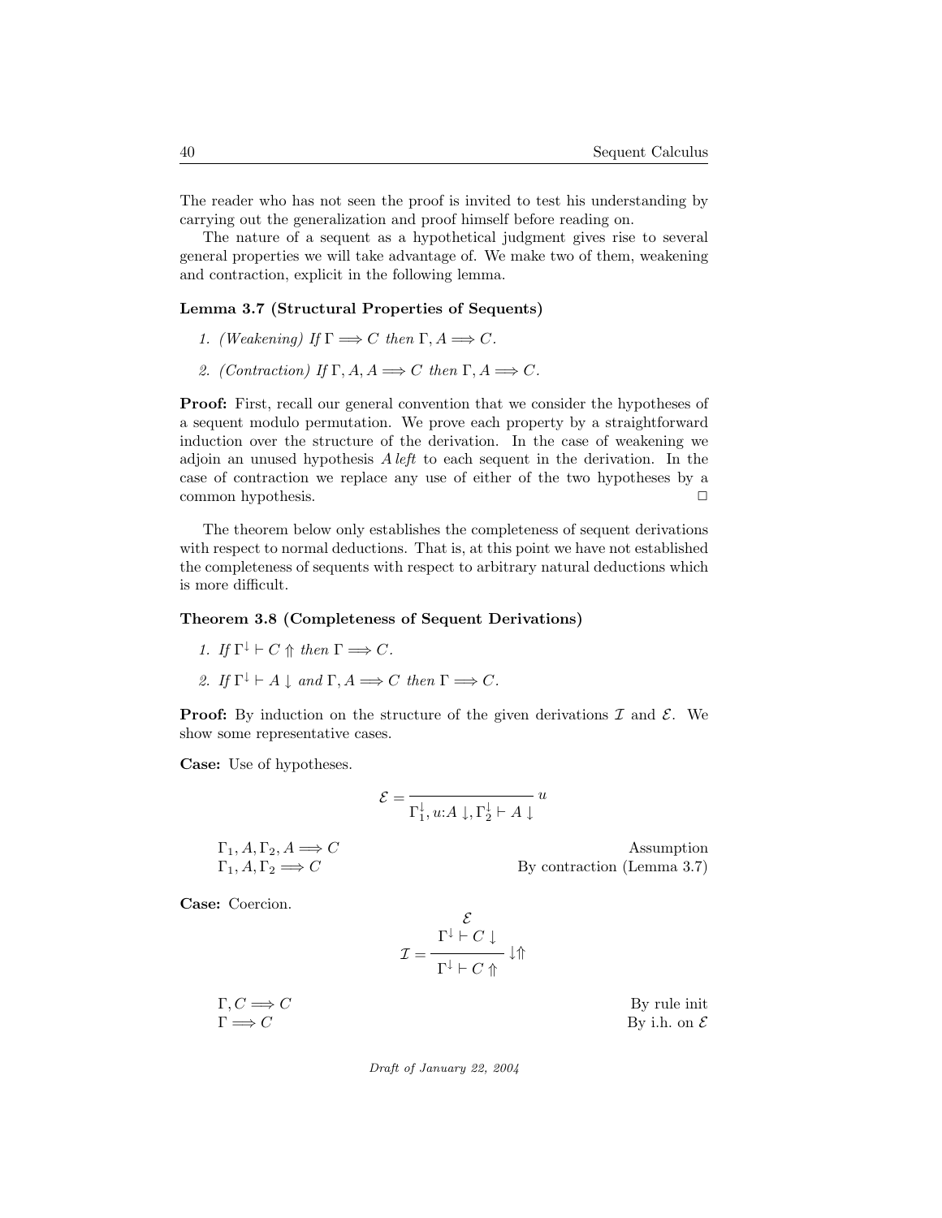The reader who has not seen the proof is invited to test his understanding by carrying out the generalization and proof himself before reading on.

The nature of a sequent as a hypothetical judgment gives rise to several general properties we will take advantage of. We make two of them, weakening and contraction, explicit in the following lemma.

**Lemma 3.7 (Structural Properties of Sequents)**

1. *(Weakening) If* $\Gamma \Longrightarrow C$ *then* $\Gamma, A \Longrightarrow C$.
2. *(Contraction) If* $\Gamma, A, A \Longrightarrow C$ *then* $\Gamma, A \Longrightarrow C$.

**Proof:** First, recall our general convention that we consider the hypotheses of a sequent modulo permutation. We prove each property by a straightforward induction over the structure of the derivation. In the case of weakening we adjoin an unused hypothesis $A$ *left* to each sequent in the derivation. In the case of contraction we replace any use of either of the two hypotheses by a common hypothesis. □

The theorem below only establishes the completeness of sequent derivations with respect to normal deductions. That is, at this point we have not established the completeness of sequents with respect to arbitrary natural deductions which is more difficult.

**Theorem 3.8 (Completeness of Sequent Derivations)**

1. *If* $\Gamma^{\downarrow} \vdash C \Uparrow$ *then* $\Gamma \Longrightarrow C$.
2. *If* $\Gamma^{\downarrow} \vdash A \downarrow$ *and* $\Gamma, A \Longrightarrow C$ *then* $\Gamma \Longrightarrow C$.

**Proof:** By induction on the structure of the given derivations $\mathcal{I}$ and $\mathcal{E}$. We show some representative cases.

**Case:** Use of hypotheses.

$$\mathcal{E} = \frac{}{\Gamma_1^{\downarrow}, u{:}A \downarrow, \Gamma_2^{\downarrow} \vdash A \downarrow} u$$

| | |
|---|---|
| $\Gamma_1, A, \Gamma_2, A \Longrightarrow C$ | Assumption |
| $\Gamma_1, A, \Gamma_2 \Longrightarrow C$ | By contraction (Lemma 3.7) |

**Case:** Coercion.

$$\mathcal{I} = \frac{\begin{array}{c}\mathcal{E} \\ \Gamma^{\downarrow} \vdash C \downarrow\end{array}}{\Gamma^{\downarrow} \vdash C \Uparrow} \downarrow\Uparrow$$

| | |
|---|---|
| $\Gamma, C \Longrightarrow C$ | By rule init |
| $\Gamma \Longrightarrow C$ | By i.h. on $\mathcal{E}$ |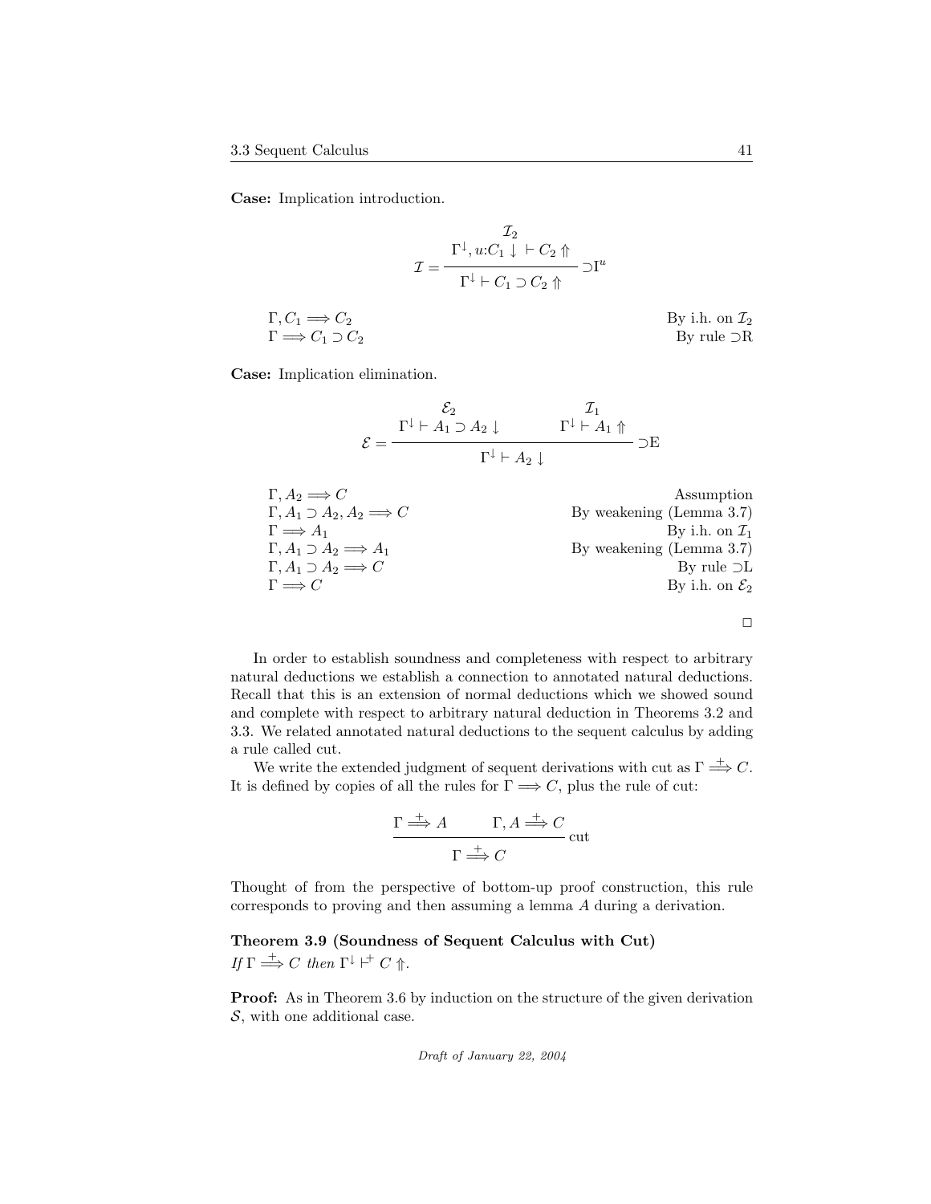**Case:** Implication introduction.

$$\mathcal{I} = \dfrac{\begin{array}{c}\mathcal{I}_2 \\ \Gamma^{\downarrow}, u{:}C_1 \downarrow\ \vdash C_2 \Uparrow\end{array}}{\Gamma^{\downarrow} \vdash C_1 \supset C_2 \Uparrow} \supset\! \mathrm{I}^u$$

| | |
|---|---|
| $\Gamma, C_1 \Longrightarrow C_2$ | By i.h. on $\mathcal{I}_2$ |
| $\Gamma \Longrightarrow C_1 \supset C_2$ | By rule $\supset$R |

**Case:** Implication elimination.

$$\mathcal{E} = \dfrac{\begin{array}{c}\mathcal{E}_2 \\ \Gamma^{\downarrow} \vdash A_1 \supset A_2 \downarrow\end{array} \qquad \begin{array}{c}\mathcal{I}_1 \\ \Gamma^{\downarrow} \vdash A_1 \Uparrow\end{array}}{\Gamma^{\downarrow} \vdash A_2 \downarrow} \supset\! \mathrm{E}$$

| | |
|---|---|
| $\Gamma, A_2 \Longrightarrow C$ | Assumption |
| $\Gamma, A_1 \supset A_2, A_2 \Longrightarrow C$ | By weakening (Lemma 3.7) |
| $\Gamma \Longrightarrow A_1$ | By i.h. on $\mathcal{I}_1$ |
| $\Gamma, A_1 \supset A_2 \Longrightarrow A_1$ | By weakening (Lemma 3.7) |
| $\Gamma, A_1 \supset A_2 \Longrightarrow C$ | By rule $\supset$L |
| $\Gamma \Longrightarrow C$ | By i.h. on $\mathcal{E}_2$ |

□

In order to establish soundness and completeness with respect to arbitrary natural deductions we establish a connection to annotated natural deductions. Recall that this is an extension of normal deductions which we showed sound and complete with respect to arbitrary natural deduction in Theorems 3.2 and 3.3. We related annotated natural deductions to the sequent calculus by adding a rule called cut.

We write the extended judgment of sequent derivations with cut as $\Gamma \overset{+}{\Longrightarrow} C$. It is defined by copies of all the rules for $\Gamma \Longrightarrow C$, plus the rule of cut:

$$\dfrac{\Gamma \overset{+}{\Longrightarrow} A \qquad \Gamma, A \overset{+}{\Longrightarrow} C}{\Gamma \overset{+}{\Longrightarrow} C}\ \mathrm{cut}$$

Thought of from the perspective of bottom-up proof construction, this rule corresponds to proving and then assuming a lemma $A$ during a derivation.

**Theorem 3.9 (Soundness of Sequent Calculus with Cut)**
*If* $\Gamma \overset{+}{\Longrightarrow} C$ *then* $\Gamma^{\downarrow} \vdash^{+} C \Uparrow$.

**Proof:** As in Theorem 3.6 by induction on the structure of the given derivation $\mathcal{S}$, with one additional case.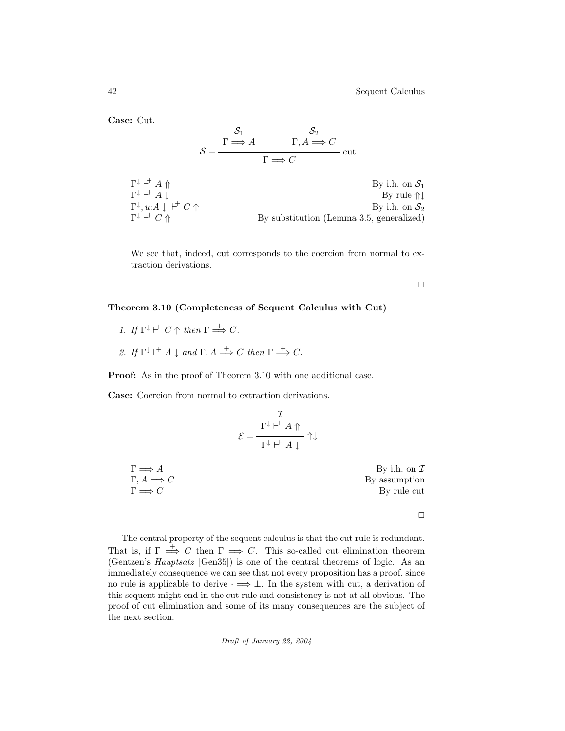**Case:** Cut.

$$
\mathcal{S} = \frac{\begin{array}{cc} \mathcal{S}_1 & \mathcal{S}_2 \\ \Gamma \Longrightarrow A & \Gamma, A \Longrightarrow C \end{array}}{\Gamma \Longrightarrow C}\ \text{cut}
$$

| | |
|---|---|
| $\Gamma^{\downarrow} \vdash^{+} A \Uparrow$ | By i.h. on $\mathcal{S}_1$ |
| $\Gamma^{\downarrow} \vdash^{+} A \downarrow$ | By rule $\Uparrow\downarrow$ |
| $\Gamma^{\downarrow}, u{:}A \downarrow\ \vdash^{+} C \Uparrow$ | By i.h. on $\mathcal{S}_2$ |
| $\Gamma^{\downarrow} \vdash^{+} C \Uparrow$ | By substitution (Lemma 3.5, generalized) |

We see that, indeed, cut corresponds to the coercion from normal to extraction derivations.

□

**Theorem 3.10 (Completeness of Sequent Calculus with Cut)**

1. *If* $\Gamma^{\downarrow} \vdash^{+} C \Uparrow$ *then* $\Gamma \stackrel{+}{\Longrightarrow} C$.
2. *If* $\Gamma^{\downarrow} \vdash^{+} A \downarrow$ *and* $\Gamma, A \stackrel{+}{\Longrightarrow} C$ *then* $\Gamma \stackrel{+}{\Longrightarrow} C$.

**Proof:** As in the proof of Theorem 3.10 with one additional case.

**Case:** Coercion from normal to extraction derivations.

$$
\mathcal{E} = \frac{\begin{array}{c} \mathcal{I} \\ \Gamma^{\downarrow} \vdash^{+} A \Uparrow \end{array}}{\Gamma^{\downarrow} \vdash^{+} A \downarrow}\ \Uparrow\downarrow
$$

| | |
|---|---|
| $\Gamma \Longrightarrow A$ | By i.h. on $\mathcal{I}$ |
| $\Gamma, A \Longrightarrow C$ | By assumption |
| $\Gamma \Longrightarrow C$ | By rule cut |

□

The central property of the sequent calculus is that the cut rule is redundant. That is, if $\Gamma \stackrel{+}{\Longrightarrow} C$ then $\Gamma \Longrightarrow C$. This so-called cut elimination theorem (Gentzen's *Hauptsatz* [Gen35]) is one of the central theorems of logic. As an immediately consequence we can see that not every proposition has a proof, since no rule is applicable to derive $\cdot \Longrightarrow \bot$. In the system with cut, a derivation of this sequent might end in the cut rule and consistency is not at all obvious. The proof of cut elimination and some of its many consequences are the subject of the next section.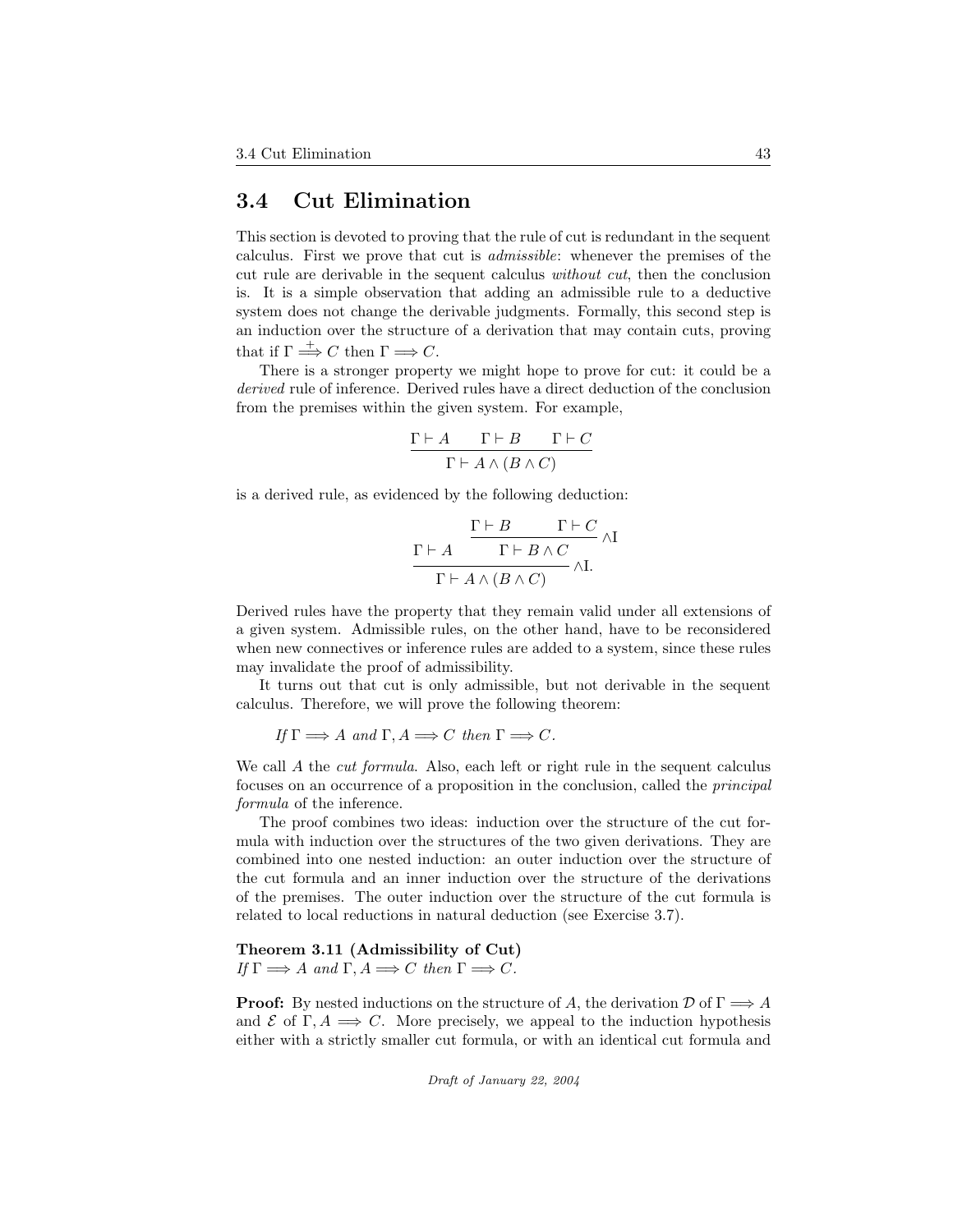## 3.4 Cut Elimination

This section is devoted to proving that the rule of cut is redundant in the sequent calculus. First we prove that cut is *admissible*: whenever the premises of the cut rule are derivable in the sequent calculus *without cut*, then the conclusion is. It is a simple observation that adding an admissible rule to a deductive system does not change the derivable judgments. Formally, this second step is an induction over the structure of a derivation that may contain cuts, proving that if $\Gamma \overset{+}{\Longrightarrow} C$ then $\Gamma \Longrightarrow C$.

There is a stronger property we might hope to prove for cut: it could be a *derived* rule of inference. Derived rules have a direct deduction of the conclusion from the premises within the given system. For example,

$$\frac{\Gamma \vdash A \qquad \Gamma \vdash B \qquad \Gamma \vdash C}{\Gamma \vdash A \wedge (B \wedge C)}$$

is a derived rule, as evidenced by the following deduction:

$$\dfrac{\Gamma \vdash A \qquad \dfrac{\Gamma \vdash B \qquad \Gamma \vdash C}{\Gamma \vdash B \wedge C}\wedge\mathrm{I}}{\Gamma \vdash A \wedge (B \wedge C)}\wedge\mathrm{I}.$$

Derived rules have the property that they remain valid under all extensions of a given system. Admissible rules, on the other hand, have to be reconsidered when new connectives or inference rules are added to a system, since these rules may invalidate the proof of admissibility.

It turns out that cut is only admissible, but not derivable in the sequent calculus. Therefore, we will prove the following theorem:

*If* $\Gamma \Longrightarrow A$ *and* $\Gamma, A \Longrightarrow C$ *then* $\Gamma \Longrightarrow C$.

We call $A$ the *cut formula*. Also, each left or right rule in the sequent calculus focuses on an occurrence of a proposition in the conclusion, called the *principal formula* of the inference.

The proof combines two ideas: induction over the structure of the cut formula with induction over the structures of the two given derivations. They are combined into one nested induction: an outer induction over the structure of the cut formula and an inner induction over the structure of the derivations of the premises. The outer induction over the structure of the cut formula is related to local reductions in natural deduction (see Exercise 3.7).

**Theorem 3.11 (Admissibility of Cut)**
*If* $\Gamma \Longrightarrow A$ *and* $\Gamma, A \Longrightarrow C$ *then* $\Gamma \Longrightarrow C$.

**Proof:** By nested inductions on the structure of $A$, the derivation $\mathcal{D}$ of $\Gamma \Longrightarrow A$ and $\mathcal{E}$ of $\Gamma, A \Longrightarrow C$. More precisely, we appeal to the induction hypothesis either with a strictly smaller cut formula, or with an identical cut formula and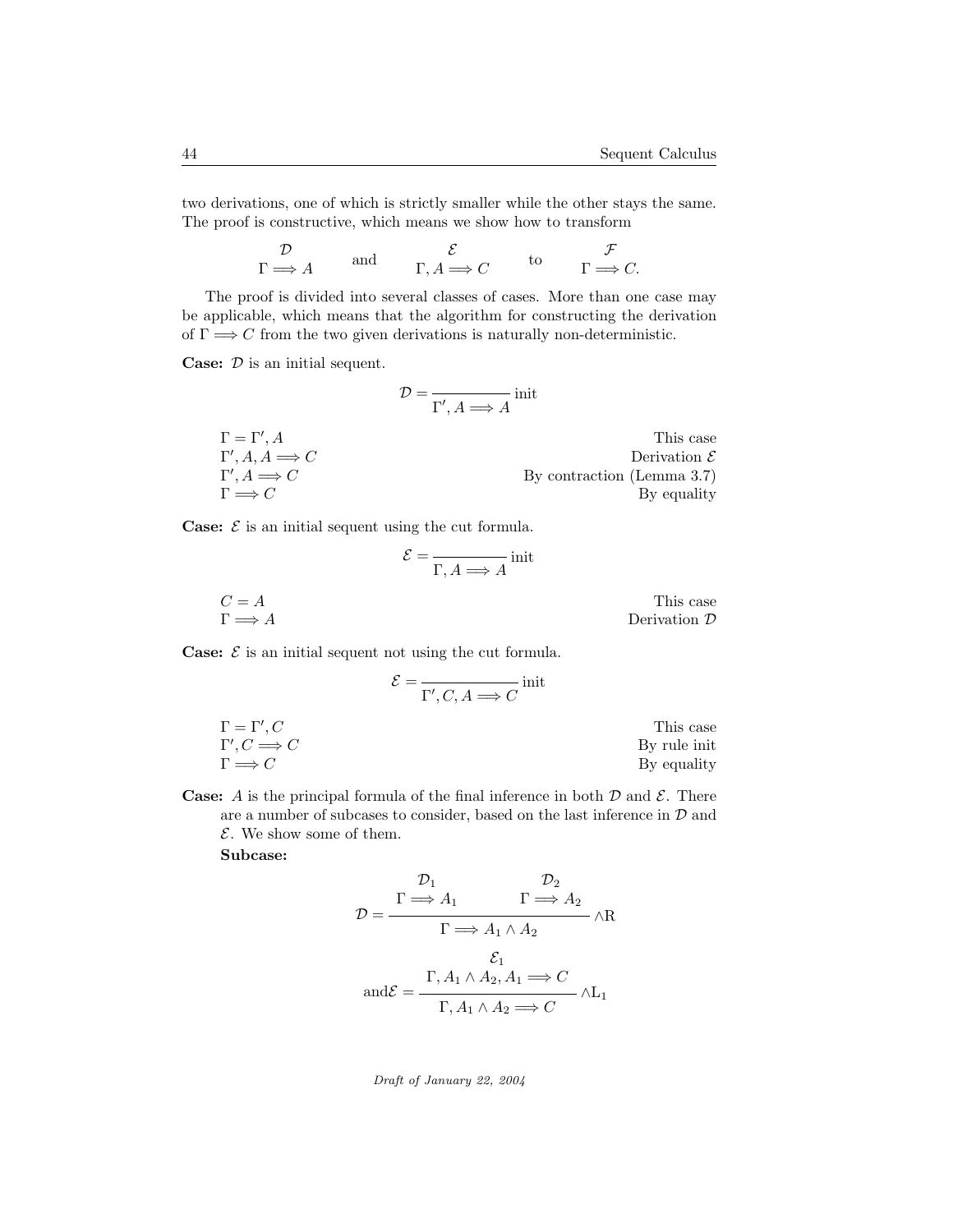two derivations, one of which is strictly smaller while the other stays the same. The proof is constructive, which means we show how to transform

$$\begin{array}{c}\mathcal{D}\\ \Gamma \Longrightarrow A\end{array} \quad \text{and} \quad \begin{array}{c}\mathcal{E}\\ \Gamma, A \Longrightarrow C\end{array} \quad \text{to} \quad \begin{array}{c}\mathcal{F}\\ \Gamma \Longrightarrow C.\end{array}$$

The proof is divided into several classes of cases. More than one case may be applicable, which means that the algorithm for constructing the derivation of $\Gamma \Longrightarrow C$ from the two given derivations is naturally non-deterministic.

**Case:** $\mathcal{D}$ is an initial sequent.

$$\mathcal{D} = \frac{}{\Gamma', A \Longrightarrow A}\,\text{init}$$

| | |
|---|---|
| $\Gamma = \Gamma', A$ | This case |
| $\Gamma', A, A \Longrightarrow C$ | Derivation $\mathcal{E}$ |
| $\Gamma', A \Longrightarrow C$ | By contraction (Lemma 3.7) |
| $\Gamma \Longrightarrow C$ | By equality |

**Case:** $\mathcal{E}$ is an initial sequent using the cut formula.

$$\mathcal{E} = \frac{}{\Gamma, A \Longrightarrow A}\,\text{init}$$

| | |
|---|---|
| $C = A$ | This case |
| $\Gamma \Longrightarrow A$ | Derivation $\mathcal{D}$ |

**Case:** $\mathcal{E}$ is an initial sequent not using the cut formula.

$$\mathcal{E} = \frac{}{\Gamma', C, A \Longrightarrow C}\,\text{init}$$

| | |
|---|---|
| $\Gamma = \Gamma', C$ | This case |
| $\Gamma', C \Longrightarrow C$ | By rule init |
| $\Gamma \Longrightarrow C$ | By equality |

**Case:** $A$ is the principal formula of the final inference in both $\mathcal{D}$ and $\mathcal{E}$. There are a number of subcases to consider, based on the last inference in $\mathcal{D}$ and $\mathcal{E}$. We show some of them.

**Subcase:**

$$\mathcal{D} = \frac{\begin{array}{c}\mathcal{D}_1\\ \Gamma \Longrightarrow A_1\end{array} \qquad \begin{array}{c}\mathcal{D}_2\\ \Gamma \Longrightarrow A_2\end{array}}{\Gamma \Longrightarrow A_1 \wedge A_2}\,\wedge\text{R}$$

$$\text{and}\mathcal{E} = \frac{\begin{array}{c}\mathcal{E}_1\\ \Gamma, A_1 \wedge A_2, A_1 \Longrightarrow C\end{array}}{\Gamma, A_1 \wedge A_2 \Longrightarrow C}\,\wedge\text{L}_1$$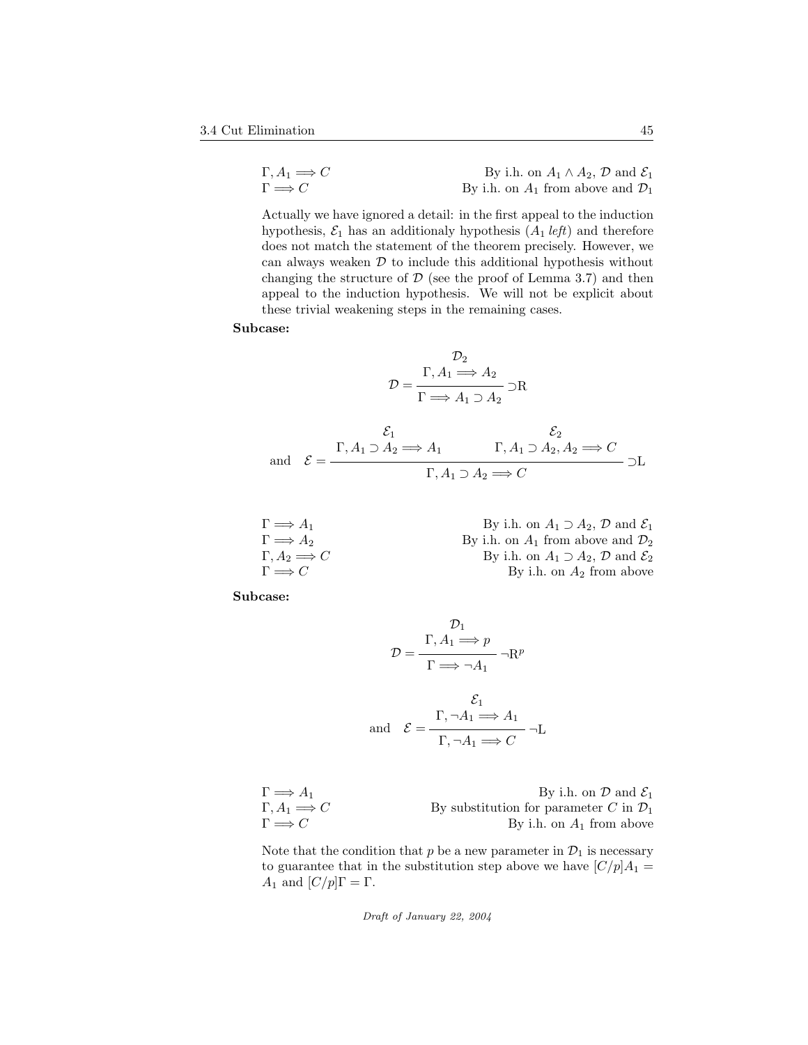$\Gamma, A_1 \Longrightarrow C$ By i.h. on $A_1 \wedge A_2$, $\mathcal{D}$ and $\mathcal{E}_1$

$\Gamma \Longrightarrow C$ By i.h. on $A_1$ from above and $\mathcal{D}_1$

Actually we have ignored a detail: in the first appeal to the induction hypothesis, $\mathcal{E}_1$ has an additionaly hypothesis ($A_1$ *left*) and therefore does not match the statement of the theorem precisely. However, we can always weaken $\mathcal{D}$ to include this additional hypothesis without changing the structure of $\mathcal{D}$ (see the proof of Lemma 3.7) and then appeal to the induction hypothesis. We will not be explicit about these trivial weakening steps in the remaining cases.

**Subcase:**

$$\mathcal{D} = \dfrac{\begin{array}{c}\mathcal{D}_2 \\ \Gamma, A_1 \Longrightarrow A_2\end{array}}{\Gamma \Longrightarrow A_1 \supset A_2} \supset\text{R}$$

$$\text{and} \quad \mathcal{E} = \dfrac{\begin{array}{c}\mathcal{E}_1 \\ \Gamma, A_1 \supset A_2 \Longrightarrow A_1\end{array} \qquad \begin{array}{c}\mathcal{E}_2 \\ \Gamma, A_1 \supset A_2, A_2 \Longrightarrow C\end{array}}{\Gamma, A_1 \supset A_2 \Longrightarrow C} \supset\text{L}$$

$\Gamma \Longrightarrow A_1$ By i.h. on $A_1 \supset A_2$, $\mathcal{D}$ and $\mathcal{E}_1$

$\Gamma \Longrightarrow A_2$ By i.h. on $A_1$ from above and $\mathcal{D}_2$

$\Gamma, A_2 \Longrightarrow C$ By i.h. on $A_1 \supset A_2$, $\mathcal{D}$ and $\mathcal{E}_2$

$\Gamma \Longrightarrow C$ By i.h. on $A_2$ from above

**Subcase:**

$$\mathcal{D} = \dfrac{\begin{array}{c}\mathcal{D}_1 \\ \Gamma, A_1 \Longrightarrow p\end{array}}{\Gamma \Longrightarrow \neg A_1} \neg\text{R}^p$$

$$\text{and} \quad \mathcal{E} = \dfrac{\begin{array}{c}\mathcal{E}_1 \\ \Gamma, \neg A_1 \Longrightarrow A_1\end{array}}{\Gamma, \neg A_1 \Longrightarrow C} \neg\text{L}$$

$\Gamma \Longrightarrow A_1$ By i.h. on $\mathcal{D}$ and $\mathcal{E}_1$

$\Gamma, A_1 \Longrightarrow C$ By substitution for parameter $C$ in $\mathcal{D}_1$

$\Gamma \Longrightarrow C$ By i.h. on $A_1$ from above

Note that the condition that $p$ be a new parameter in $\mathcal{D}_1$ is necessary to guarantee that in the substitution step above we have $[C/p]A_1 = A_1$ and $[C/p]\Gamma = \Gamma$.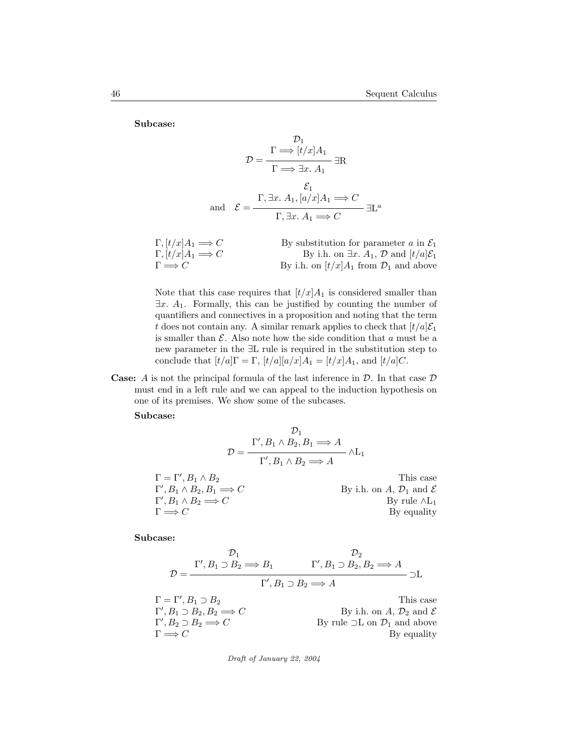**Subcase:**

$$\mathcal{D} = \cfrac{\begin{matrix}\mathcal{D}_1 \\ \Gamma \Longrightarrow [t/x]A_1\end{matrix}}{\Gamma \Longrightarrow \exists x.\ A_1}\ \exists\mathrm{R}$$

$$\text{and}\quad \mathcal{E} = \cfrac{\begin{matrix}\mathcal{E}_1 \\ \Gamma, \exists x.\ A_1, [a/x]A_1 \Longrightarrow C\end{matrix}}{\Gamma, \exists x.\ A_1 \Longrightarrow C}\ \exists\mathrm{L}^a$$

| | |
|---|---|
| $\Gamma, [t/x]A_1 \Longrightarrow C$ | By substitution for parameter $a$ in $\mathcal{E}_1$ |
| $\Gamma, [t/x]A_1 \Longrightarrow C$ | By i.h. on $\exists x.\ A_1$, $\mathcal{D}$ and $[t/a]\mathcal{E}_1$ |
| $\Gamma \Longrightarrow C$ | By i.h. on $[t/x]A_1$ from $\mathcal{D}_1$ and above |

Note that this case requires that $[t/x]A_1$ is considered smaller than $\exists x.\ A_1$. Formally, this can be justified by counting the number of quantifiers and connectives in a proposition and noting that the term $t$ does not contain any. A similar remark applies to check that $[t/a]\mathcal{E}_1$ is smaller than $\mathcal{E}$. Also note how the side condition that $a$ must be a new parameter in the $\exists$L rule is required in the substitution step to conclude that $[t/a]\Gamma = \Gamma$, $[t/a][a/x]A_1 = [t/x]A_1$, and $[t/a]C$.

**Case:** $A$ is not the principal formula of the last inference in $\mathcal{D}$. In that case $\mathcal{D}$ must end in a left rule and we can appeal to the induction hypothesis on one of its premises. We show some of the subcases.

**Subcase:**

$$\mathcal{D} = \cfrac{\begin{matrix}\mathcal{D}_1 \\ \Gamma', B_1 \wedge B_2, B_1 \Longrightarrow A\end{matrix}}{\Gamma', B_1 \wedge B_2 \Longrightarrow A}\ \wedge\mathrm{L}_1$$

| | |
|---|---|
| $\Gamma = \Gamma', B_1 \wedge B_2$ | This case |
| $\Gamma', B_1 \wedge B_2, B_1 \Longrightarrow C$ | By i.h. on $A$, $\mathcal{D}_1$ and $\mathcal{E}$ |
| $\Gamma', B_1 \wedge B_2 \Longrightarrow C$ | By rule $\wedge\mathrm{L}_1$ |
| $\Gamma \Longrightarrow C$ | By equality |

**Subcase:**

$$\mathcal{D} = \cfrac{\begin{matrix}\mathcal{D}_1 \\ \Gamma', B_1 \supset B_2 \Longrightarrow B_1\end{matrix} \qquad \begin{matrix}\mathcal{D}_2 \\ \Gamma', B_1 \supset B_2, B_2 \Longrightarrow A\end{matrix}}{\Gamma', B_1 \supset B_2 \Longrightarrow A}\ \supset\mathrm{L}$$

| | |
|---|---|
| $\Gamma = \Gamma', B_1 \supset B_2$ | This case |
| $\Gamma', B_1 \supset B_2, B_2 \Longrightarrow C$ | By i.h. on $A$, $\mathcal{D}_2$ and $\mathcal{E}$ |
| $\Gamma', B_2 \supset B_2 \Longrightarrow C$ | By rule $\supset$L on $\mathcal{D}_1$ and above |
| $\Gamma \Longrightarrow C$ | By equality |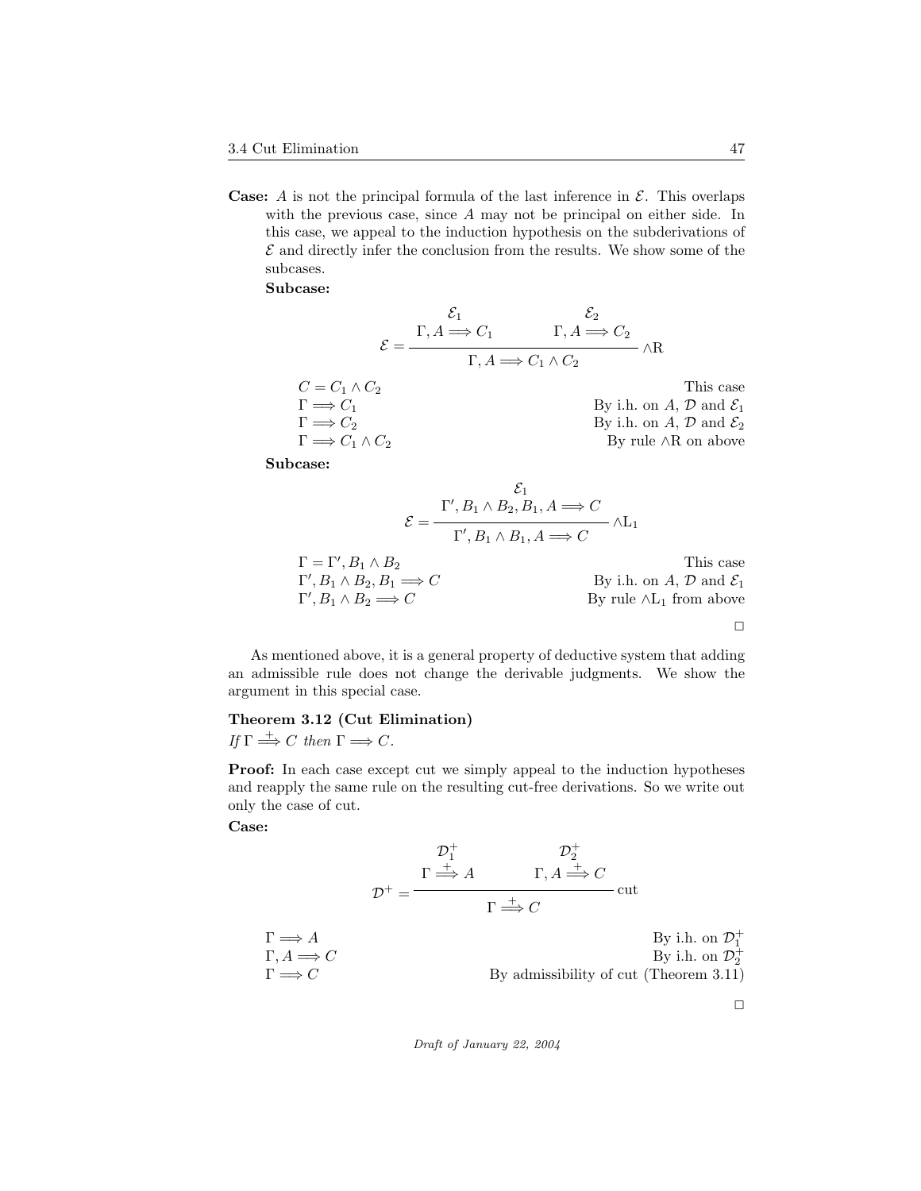**Case:** $A$ is not the principal formula of the last inference in $\mathcal{E}$. This overlaps with the previous case, since $A$ may not be principal on either side. In this case, we appeal to the induction hypothesis on the subderivations of $\mathcal{E}$ and directly infer the conclusion from the results. We show some of the subcases.

**Subcase:**

$$\mathcal{E} = \dfrac{\begin{array}{c}\mathcal{E}_1 \\ \Gamma, A \Longrightarrow C_1\end{array} \qquad \begin{array}{c}\mathcal{E}_2 \\ \Gamma, A \Longrightarrow C_2\end{array}}{\Gamma, A \Longrightarrow C_1 \wedge C_2} \wedge\text{R}$$

| | |
|---|---|
| $C = C_1 \wedge C_2$ | This case |
| $\Gamma \Longrightarrow C_1$ | By i.h. on $A$, $\mathcal{D}$ and $\mathcal{E}_1$ |
| $\Gamma \Longrightarrow C_2$ | By i.h. on $A$, $\mathcal{D}$ and $\mathcal{E}_2$ |
| $\Gamma \Longrightarrow C_1 \wedge C_2$ | By rule $\wedge$R on above |

**Subcase:**

$$\mathcal{E} = \dfrac{\begin{array}{c}\mathcal{E}_1 \\ \Gamma', B_1 \wedge B_2, B_1, A \Longrightarrow C\end{array}}{\Gamma', B_1 \wedge B_1, A \Longrightarrow C} \wedge\text{L}_1$$

| | |
|---|---|
| $\Gamma = \Gamma', B_1 \wedge B_2$ | This case |
| $\Gamma', B_1 \wedge B_2, B_1 \Longrightarrow C$ | By i.h. on $A$, $\mathcal{D}$ and $\mathcal{E}_1$ |
| $\Gamma', B_1 \wedge B_2 \Longrightarrow C$ | By rule $\wedge\text{L}_1$ from above |

□

As mentioned above, it is a general property of deductive system that adding an admissible rule does not change the derivable judgments. We show the argument in this special case.

**Theorem 3.12 (Cut Elimination)**
*If* $\Gamma \overset{+}{\Longrightarrow} C$ *then* $\Gamma \Longrightarrow C$.

**Proof:** In each case except cut we simply appeal to the induction hypotheses and reapply the same rule on the resulting cut-free derivations. So we write out only the case of cut.

**Case:**

$$\mathcal{D}^+ = \dfrac{\begin{array}{c}\mathcal{D}_1^+ \\ \Gamma \overset{+}{\Longrightarrow} A\end{array} \qquad \begin{array}{c}\mathcal{D}_2^+ \\ \Gamma, A \overset{+}{\Longrightarrow} C\end{array}}{\Gamma \overset{+}{\Longrightarrow} C} \text{cut}$$

| | |
|---|---|
| $\Gamma \Longrightarrow A$ | By i.h. on $\mathcal{D}_1^+$ |
| $\Gamma, A \Longrightarrow C$ | By i.h. on $\mathcal{D}_2^+$ |
| $\Gamma \Longrightarrow C$ | By admissibility of cut (Theorem 3.11) |

□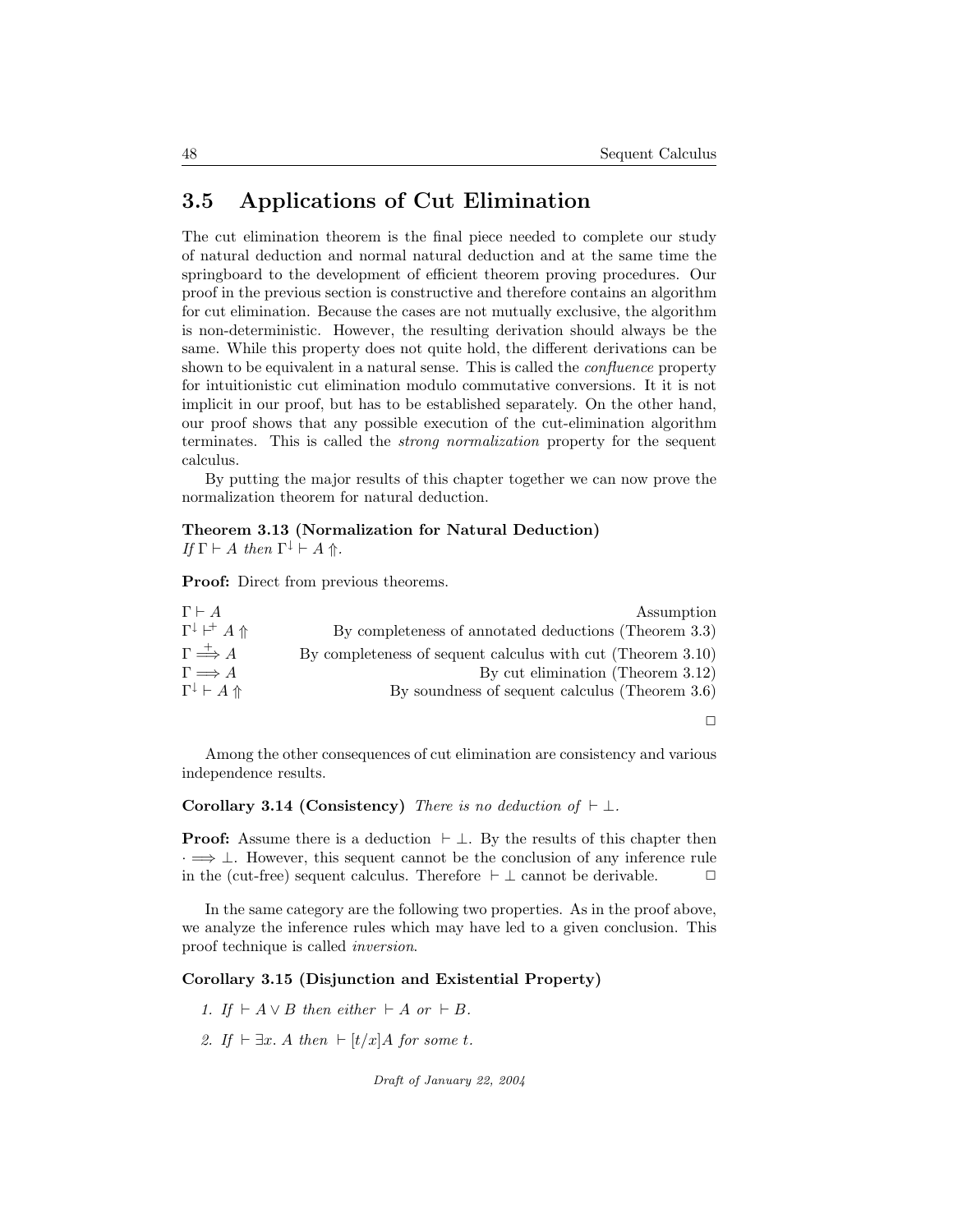## 3.5 Applications of Cut Elimination

The cut elimination theorem is the final piece needed to complete our study of natural deduction and normal natural deduction and at the same time the springboard to the development of efficient theorem proving procedures. Our proof in the previous section is constructive and therefore contains an algorithm for cut elimination. Because the cases are not mutually exclusive, the algorithm is non-deterministic. However, the resulting derivation should always be the same. While this property does not quite hold, the different derivations can be shown to be equivalent in a natural sense. This is called the *confluence* property for intuitionistic cut elimination modulo commutative conversions. It it is not implicit in our proof, but has to be established separately. On the other hand, our proof shows that any possible execution of the cut-elimination algorithm terminates. This is called the *strong normalization* property for the sequent calculus.

By putting the major results of this chapter together we can now prove the normalization theorem for natural deduction.

**Theorem 3.13 (Normalization for Natural Deduction)**
*If* $\Gamma \vdash A$ *then* $\Gamma^{\downarrow} \vdash A \Uparrow$.

**Proof:** Direct from previous theorems.

| | |
|---|---|
| $\Gamma \vdash A$ | Assumption |
| $\Gamma^{\downarrow} \vdash^{+} A \Uparrow$ | By completeness of annotated deductions (Theorem 3.3) |
| $\Gamma \stackrel{+}{\Longrightarrow} A$ | By completeness of sequent calculus with cut (Theorem 3.10) |
| $\Gamma \Longrightarrow A$ | By cut elimination (Theorem 3.12) |
| $\Gamma^{\downarrow} \vdash A \Uparrow$ | By soundness of sequent calculus (Theorem 3.6) |

□

Among the other consequences of cut elimination are consistency and various independence results.

**Corollary 3.14 (Consistency)** *There is no deduction of* $\vdash \bot$.

**Proof:** Assume there is a deduction $\vdash \bot$. By the results of this chapter then $\cdot \Longrightarrow \bot$. However, this sequent cannot be the conclusion of any inference rule in the (cut-free) sequent calculus. Therefore $\vdash \bot$ cannot be derivable. □

In the same category are the following two properties. As in the proof above, we analyze the inference rules which may have led to a given conclusion. This proof technique is called *inversion*.

**Corollary 3.15 (Disjunction and Existential Property)**

1. *If* $\vdash A \vee B$ *then either* $\vdash A$ *or* $\vdash B$.
2. *If* $\vdash \exists x.\, A$ *then* $\vdash [t/x]A$ *for some* $t$.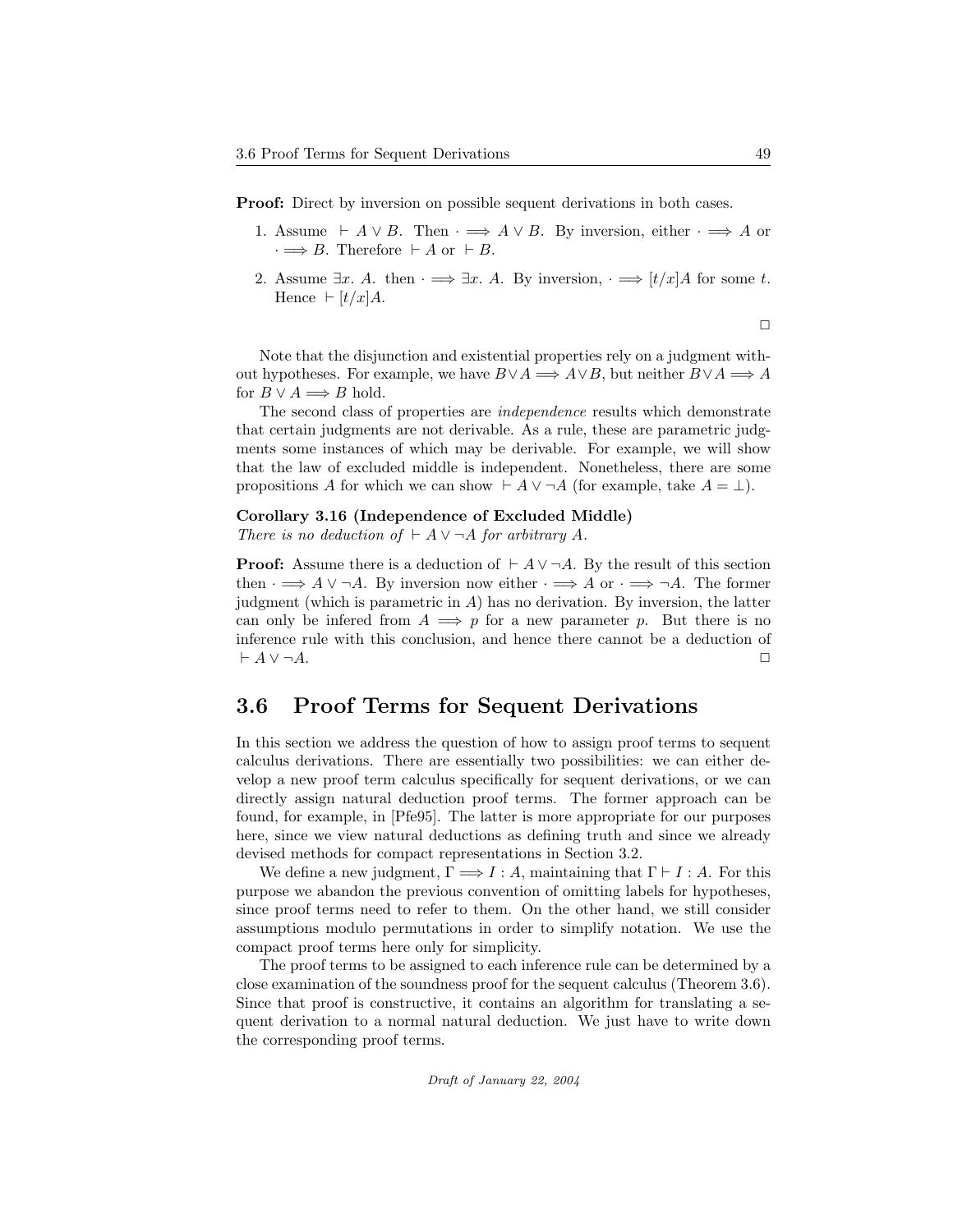**Proof:** Direct by inversion on possible sequent derivations in both cases.

1. Assume $\vdash A \vee B$. Then $\cdot \Longrightarrow A \vee B$. By inversion, either $\cdot \Longrightarrow A$ or $\cdot \Longrightarrow B$. Therefore $\vdash A$ or $\vdash B$.
2. Assume $\exists x.\ A$. then $\cdot \Longrightarrow \exists x.\ A$. By inversion, $\cdot \Longrightarrow [t/x]A$ for some $t$. Hence $\vdash [t/x]A$.

□

Note that the disjunction and existential properties rely on a judgment without hypotheses. For example, we have $B \vee A \Longrightarrow A \vee B$, but neither $B \vee A \Longrightarrow A$ for $B \vee A \Longrightarrow B$ hold.

The second class of properties are *independence* results which demonstrate that certain judgments are not derivable. As a rule, these are parametric judgments some instances of which may be derivable. For example, we will show that the law of excluded middle is independent. Nonetheless, there are some propositions $A$ for which we can show $\vdash A \vee \neg A$ (for example, take $A = \bot$).

**Corollary 3.16 (Independence of Excluded Middle)**
*There is no deduction of $\vdash A \vee \neg A$ for arbitrary $A$.*

**Proof:** Assume there is a deduction of $\vdash A \vee \neg A$. By the result of this section then $\cdot \Longrightarrow A \vee \neg A$. By inversion now either $\cdot \Longrightarrow A$ or $\cdot \Longrightarrow \neg A$. The former judgment (which is parametric in $A$) has no derivation. By inversion, the latter can only be infered from $A \Longrightarrow p$ for a new parameter $p$. But there is no inference rule with this conclusion, and hence there cannot be a deduction of $\vdash A \vee \neg A$. □

## 3.6 Proof Terms for Sequent Derivations

In this section we address the question of how to assign proof terms to sequent calculus derivations. There are essentially two possibilities: we can either develop a new proof term calculus specifically for sequent derivations, or we can directly assign natural deduction proof terms. The former approach can be found, for example, in [Pfe95]. The latter is more appropriate for our purposes here, since we view natural deductions as defining truth and since we already devised methods for compact representations in Section 3.2.

We define a new judgment, $\Gamma \Longrightarrow I : A$, maintaining that $\Gamma \vdash I : A$. For this purpose we abandon the previous convention of omitting labels for hypotheses, since proof terms need to refer to them. On the other hand, we still consider assumptions modulo permutations in order to simplify notation. We use the compact proof terms here only for simplicity.

The proof terms to be assigned to each inference rule can be determined by a close examination of the soundness proof for the sequent calculus (Theorem 3.6). Since that proof is constructive, it contains an algorithm for translating a sequent derivation to a normal natural deduction. We just have to write down the corresponding proof terms.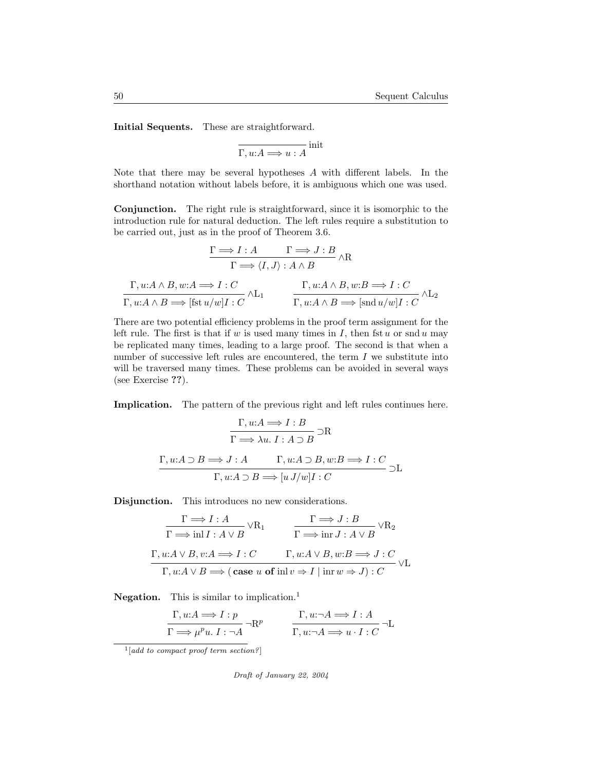**Initial Sequents.** These are straightforward.

$$\frac{}{\Gamma, u{:}A \Longrightarrow u : A}\text{init}$$

Note that there may be several hypotheses $A$ with different labels. In the shorthand notation without labels before, it is ambiguous which one was used.

**Conjunction.** The right rule is straightforward, since it is isomorphic to the introduction rule for natural deduction. The left rules require a substitution to be carried out, just as in the proof of Theorem 3.6.

$$\frac{\Gamma \Longrightarrow I : A \qquad \Gamma \Longrightarrow J : B}{\Gamma \Longrightarrow \langle I, J\rangle : A \wedge B}\wedge\text{R}$$

$$\frac{\Gamma, u{:}A \wedge B, w{:}A \Longrightarrow I : C}{\Gamma, u{:}A \wedge B \Longrightarrow [\text{fst}\, u/w]I : C}\wedge\text{L}_1 \qquad \frac{\Gamma, u{:}A \wedge B, w{:}B \Longrightarrow I : C}{\Gamma, u{:}A \wedge B \Longrightarrow [\text{snd}\, u/w]I : C}\wedge\text{L}_2$$

There are two potential efficiency problems in the proof term assignment for the left rule. The first is that if $w$ is used many times in $I$, then $\text{fst}\, u$ or $\text{snd}\, u$ may be replicated many times, leading to a large proof. The second is that when a number of successive left rules are encountered, the term $I$ we substitute into will be traversed many times. These problems can be avoided in several ways (see Exercise **??**).

**Implication.** The pattern of the previous right and left rules continues here.

$$\frac{\Gamma, u{:}A \Longrightarrow I : B}{\Gamma \Longrightarrow \lambda u.\, I : A \supset B}\supset\text{R}$$

$$\frac{\Gamma, u{:}A \supset B \Longrightarrow J : A \qquad \Gamma, u{:}A \supset B, w{:}B \Longrightarrow I : C}{\Gamma, u{:}A \supset B \Longrightarrow [u\, J/w]I : C}\supset\text{L}$$

**Disjunction.** This introduces no new considerations.

$$\frac{\Gamma \Longrightarrow I : A}{\Gamma \Longrightarrow \text{inl}\, I : A \vee B}\vee\text{R}_1 \qquad \frac{\Gamma \Longrightarrow J : B}{\Gamma \Longrightarrow \text{inr}\, J : A \vee B}\vee\text{R}_2$$

$$\frac{\Gamma, u{:}A \vee B, v{:}A \Longrightarrow I : C \qquad \Gamma, u{:}A \vee B, w{:}B \Longrightarrow J : C}{\Gamma, u{:}A \vee B \Longrightarrow (\,\textbf{case}\ u\ \textbf{of}\ \text{inl}\, v \Rightarrow I \mid \text{inr}\, w \Rightarrow J) : C}\vee\text{L}$$

**Negation.** This is similar to implication.[1]

$$\frac{\Gamma, u{:}A \Longrightarrow I : p}{\Gamma \Longrightarrow \mu^p u.\, I : \neg A}\neg\text{R}^p \qquad \frac{\Gamma, u{:}\neg A \Longrightarrow I : A}{\Gamma, u{:}\neg A \Longrightarrow u \cdot I : C}\neg\text{L}$$

[1] [*add to compact proof term section?*]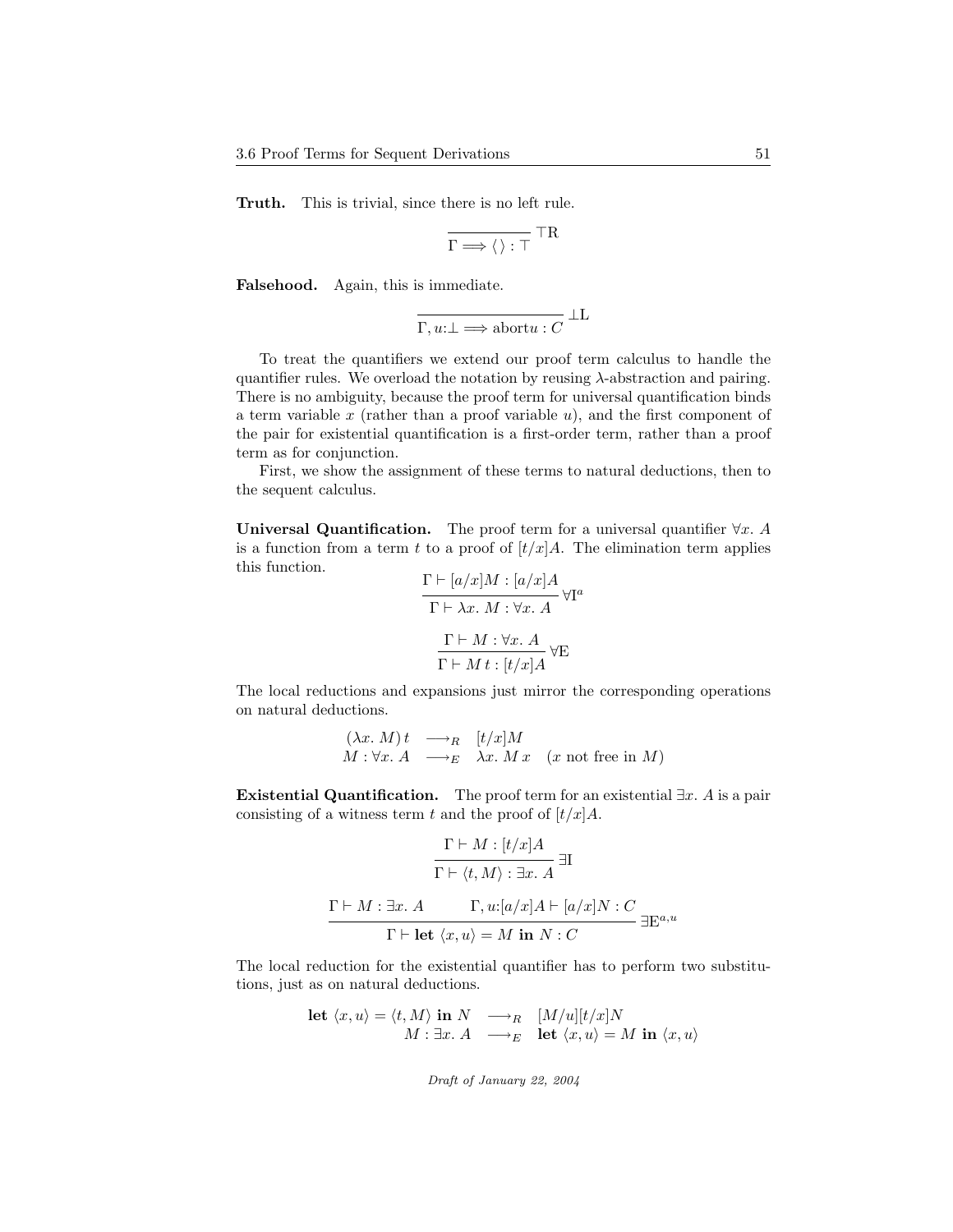**Truth.** This is trivial, since there is no left rule.

$$\frac{}{\Gamma \Longrightarrow \langle\,\rangle : \top}\,\top\mathrm{R}$$

**Falsehood.** Again, this is immediate.

$$\frac{}{\Gamma, u{:}\bot \Longrightarrow \mathrm{abort} u : C}\,\bot\mathrm{L}$$

To treat the quantifiers we extend our proof term calculus to handle the quantifier rules. We overload the notation by reusing $\lambda$-abstraction and pairing. There is no ambiguity, because the proof term for universal quantification binds a term variable $x$ (rather than a proof variable $u$), and the first component of the pair for existential quantification is a first-order term, rather than a proof term as for conjunction.

First, we show the assignment of these terms to natural deductions, then to the sequent calculus.

**Universal Quantification.** The proof term for a universal quantifier $\forall x.\ A$ is a function from a term $t$ to a proof of $[t/x]A$. The elimination term applies this function.

$$\frac{\Gamma \vdash [a/x]M : [a/x]A}{\Gamma \vdash \lambda x.\ M : \forall x.\ A}\,\forall\mathrm{I}^a$$

$$\frac{\Gamma \vdash M : \forall x.\ A}{\Gamma \vdash M\,t : [t/x]A}\,\forall\mathrm{E}$$

The local reductions and expansions just mirror the corresponding operations on natural deductions.

$$\begin{array}{rcll} (\lambda x.\ M)\,t & \longrightarrow_R & [t/x]M & \\ M : \forall x.\ A & \longrightarrow_E & \lambda x.\ M\,x & (x \text{ not free in } M) \end{array}$$

**Existential Quantification.** The proof term for an existential $\exists x.\ A$ is a pair consisting of a witness term $t$ and the proof of $[t/x]A$.

$$\frac{\Gamma \vdash M : [t/x]A}{\Gamma \vdash \langle t, M\rangle : \exists x.\ A}\,\exists\mathrm{I}$$

$$\frac{\Gamma \vdash M : \exists x.\ A \qquad \Gamma, u{:}[a/x]A \vdash [a/x]N : C}{\Gamma \vdash \mathbf{let}\ \langle x, u\rangle = M\ \mathbf{in}\ N : C}\,\exists\mathrm{E}^{a,u}$$

The local reduction for the existential quantifier has to perform two substitutions, just as on natural deductions.

$$\begin{array}{rcl} \mathbf{let}\ \langle x, u\rangle = \langle t, M\rangle\ \mathbf{in}\ N & \longrightarrow_R & [M/u][t/x]N \\ M : \exists x.\ A & \longrightarrow_E & \mathbf{let}\ \langle x, u\rangle = M\ \mathbf{in}\ \langle x, u\rangle \end{array}$$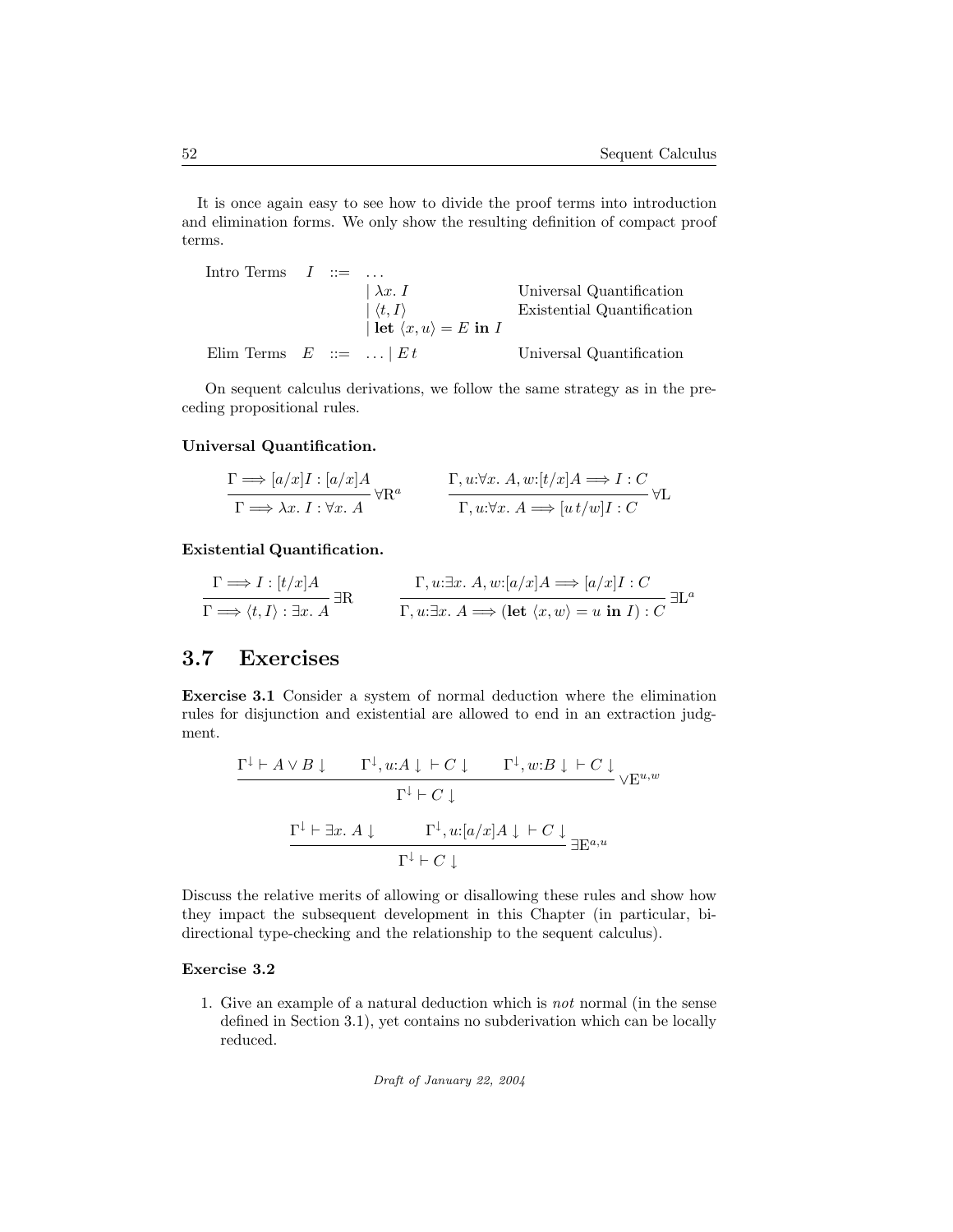It is once again easy to see how to divide the proof terms into introduction and elimination forms. We only show the resulting definition of compact proof terms.

$$
\begin{array}{llll}
\text{Intro Terms} & I & ::= & \dots \\
& & & \mid \lambda x.\, I \qquad\qquad\qquad \text{Universal Quantification} \\
& & & \mid \langle t, I \rangle \qquad\qquad\quad\; \text{Existential Quantification} \\
& & & \mid \textbf{let } \langle x, u \rangle = E \textbf{ in } I \\
\text{Elim Terms} & E & ::= & \dots \mid E\, t \qquad\qquad\quad \text{Universal Quantification}
\end{array}
$$

On sequent calculus derivations, we follow the same strategy as in the preceding propositional rules.

**Universal Quantification.**

$$
\frac{\Gamma \Longrightarrow [a/x]I : [a/x]A}{\Gamma \Longrightarrow \lambda x.\, I : \forall x.\, A}\,\forall\mathrm{R}^a
\qquad
\frac{\Gamma, u{:}\forall x.\, A, w{:}[t/x]A \Longrightarrow I : C}{\Gamma, u{:}\forall x.\, A \Longrightarrow [u\, t/w]I : C}\,\forall\mathrm{L}
$$

**Existential Quantification.**

$$
\frac{\Gamma \Longrightarrow I : [t/x]A}{\Gamma \Longrightarrow \langle t, I \rangle : \exists x.\, A}\,\exists\mathrm{R}
\qquad
\frac{\Gamma, u{:}\exists x.\, A, w{:}[a/x]A \Longrightarrow [a/x]I : C}{\Gamma, u{:}\exists x.\, A \Longrightarrow (\textbf{let } \langle x, w \rangle = u \textbf{ in } I) : C}\,\exists\mathrm{L}^a
$$

## 3.7 Exercises

**Exercise 3.1** Consider a system of normal deduction where the elimination rules for disjunction and existential are allowed to end in an extraction judgment.

$$
\frac{\Gamma^{\downarrow} \vdash A \vee B \downarrow \qquad \Gamma^{\downarrow}, u{:}A \downarrow\, \vdash C \downarrow \qquad \Gamma^{\downarrow}, w{:}B \downarrow\, \vdash C \downarrow}{\Gamma^{\downarrow} \vdash C \downarrow}\,\vee\mathrm{E}^{u,w}
$$

$$
\frac{\Gamma^{\downarrow} \vdash \exists x.\, A \downarrow \qquad \Gamma^{\downarrow}, u{:}[a/x]A \downarrow\, \vdash C \downarrow}{\Gamma^{\downarrow} \vdash C \downarrow}\,\exists\mathrm{E}^{a,u}
$$

Discuss the relative merits of allowing or disallowing these rules and show how they impact the subsequent development in this Chapter (in particular, bi-directional type-checking and the relationship to the sequent calculus).

**Exercise 3.2**

1. Give an example of a natural deduction which is *not* normal (in the sense defined in Section 3.1), yet contains no subderivation which can be locally reduced.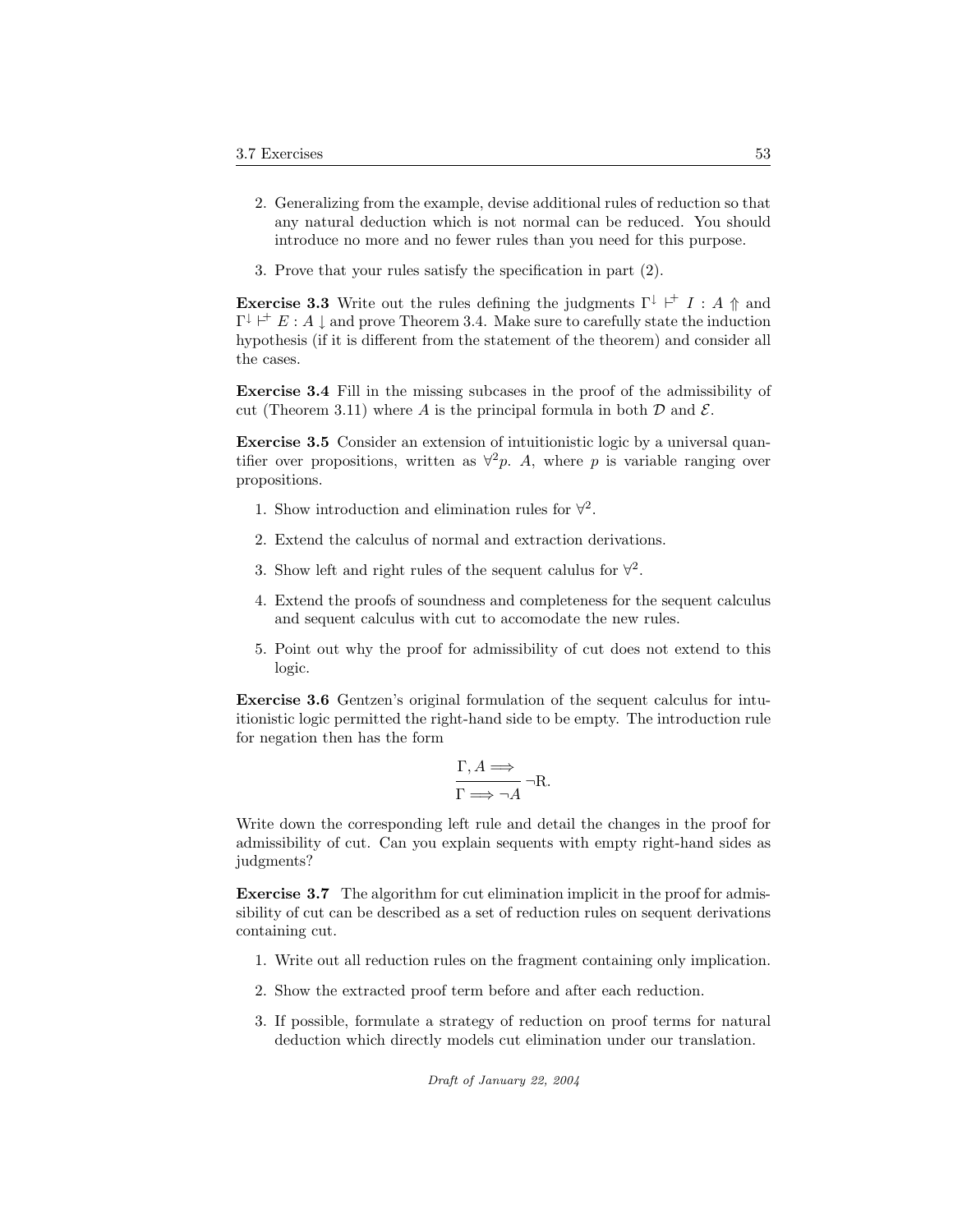2. Generalizing from the example, devise additional rules of reduction so that any natural deduction which is not normal can be reduced. You should introduce no more and no fewer rules than you need for this purpose.

3. Prove that your rules satisfy the specification in part (2).

**Exercise 3.3** Write out the rules defining the judgments $\Gamma^{\downarrow} \vdash^{+} I : A \Uparrow$ and $\Gamma^{\downarrow} \vdash^{+} E : A \downarrow$ and prove Theorem 3.4. Make sure to carefully state the induction hypothesis (if it is different from the statement of the theorem) and consider all the cases.

**Exercise 3.4** Fill in the missing subcases in the proof of the admissibility of cut (Theorem 3.11) where $A$ is the principal formula in both $\mathcal{D}$ and $\mathcal{E}$.

**Exercise 3.5** Consider an extension of intuitionistic logic by a universal quantifier over propositions, written as $\forall^2 p.\ A$, where $p$ is variable ranging over propositions.

1. Show introduction and elimination rules for $\forall^2$.

2. Extend the calculus of normal and extraction derivations.

3. Show left and right rules of the sequent calulus for $\forall^2$.

4. Extend the proofs of soundness and completeness for the sequent calculus and sequent calculus with cut to accomodate the new rules.

5. Point out why the proof for admissibility of cut does not extend to this logic.

**Exercise 3.6** Gentzen's original formulation of the sequent calculus for intuitionistic logic permitted the right-hand side to be empty. The introduction rule for negation then has the form

$$\frac{\Gamma, A \Longrightarrow}{\Gamma \Longrightarrow \neg A}\ \neg\text{R}.$$

Write down the corresponding left rule and detail the changes in the proof for admissibility of cut. Can you explain sequents with empty right-hand sides as judgments?

**Exercise 3.7** The algorithm for cut elimination implicit in the proof for admissibility of cut can be described as a set of reduction rules on sequent derivations containing cut.

1. Write out all reduction rules on the fragment containing only implication.

2. Show the extracted proof term before and after each reduction.

3. If possible, formulate a strategy of reduction on proof terms for natural deduction which directly models cut elimination under our translation.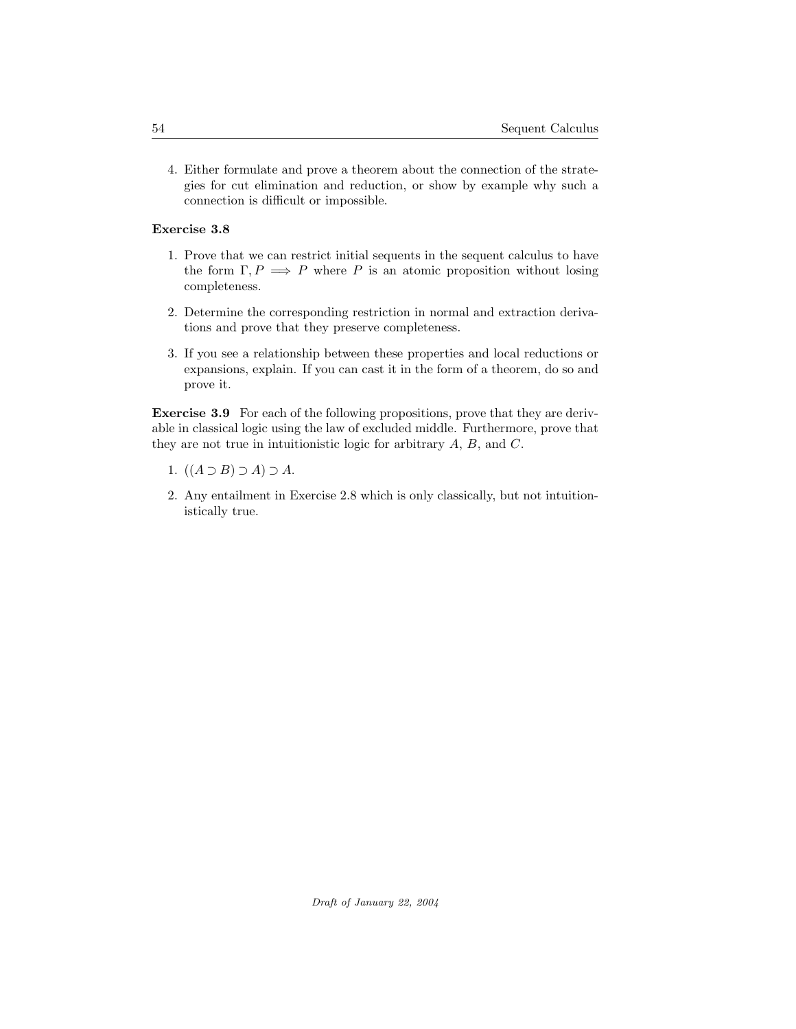4. Either formulate and prove a theorem about the connection of the strategies for cut elimination and reduction, or show by example why such a connection is difficult or impossible.

**Exercise 3.8**

1. Prove that we can restrict initial sequents in the sequent calculus to have the form $\Gamma, P \implies P$ where $P$ is an atomic proposition without losing completeness.

2. Determine the corresponding restriction in normal and extraction derivations and prove that they preserve completeness.

3. If you see a relationship between these properties and local reductions or expansions, explain. If you can cast it in the form of a theorem, do so and prove it.

**Exercise 3.9** For each of the following propositions, prove that they are derivable in classical logic using the law of excluded middle. Furthermore, prove that they are not true in intuitionistic logic for arbitrary $A$, $B$, and $C$.

1. $((A \supset B) \supset A) \supset A$.

2. Any entailment in Exercise 2.8 which is only classically, but not intuitionistically true.